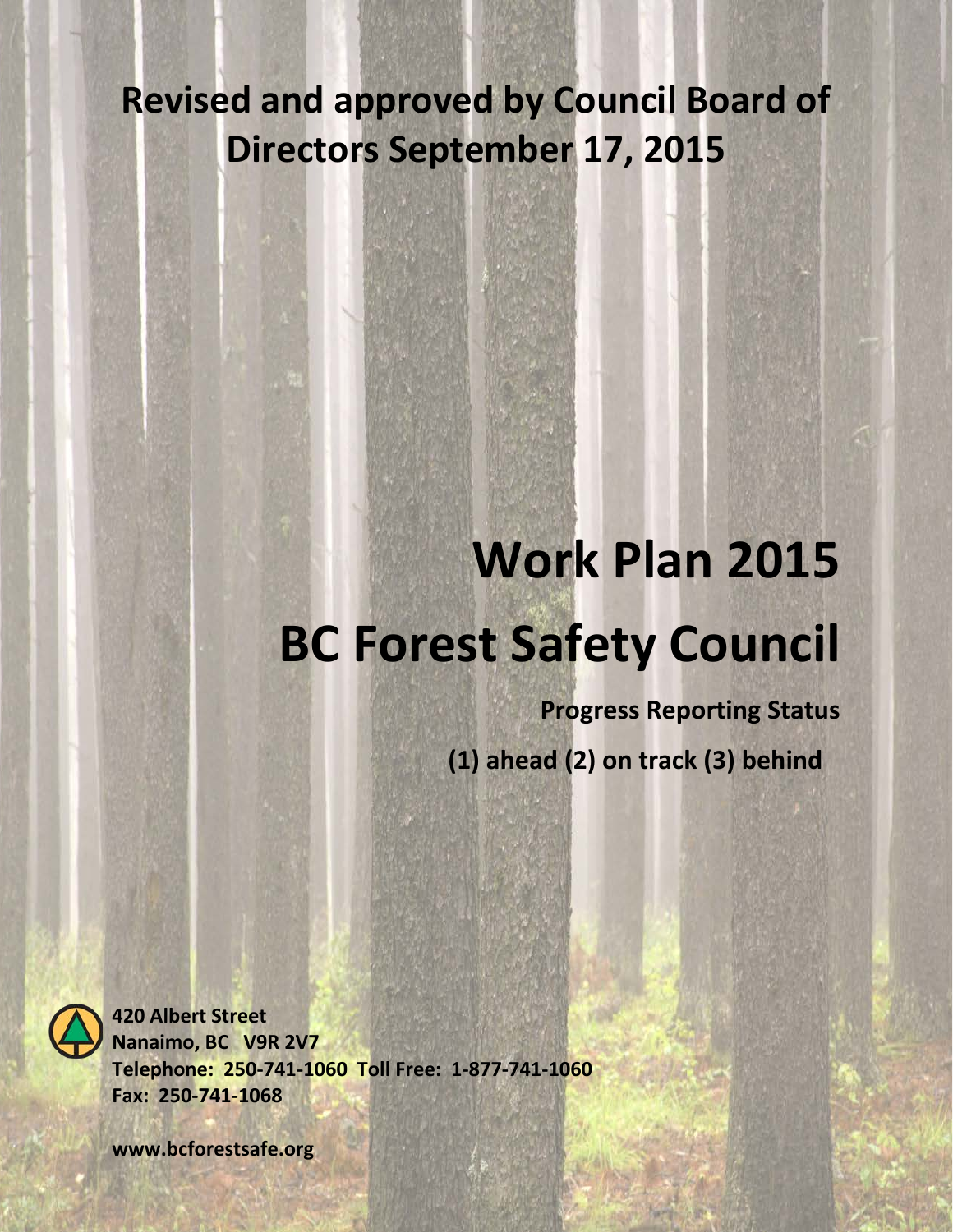**Revised and approved by Council Board of Directors September 17, 2015**

# Work Plan 2015

# BC Forest Safety Council

**Progress Reporting Status**

**(1) ahead (2) on track (3) behind**

**420 Albert Street**
**Nanaimo, BC V9R 2V7**
**Telephone: 250-741-1060 Toll Free: 1-877-741-1060**
**Fax: 250-741-1068**

**www.bcforestsafe.org**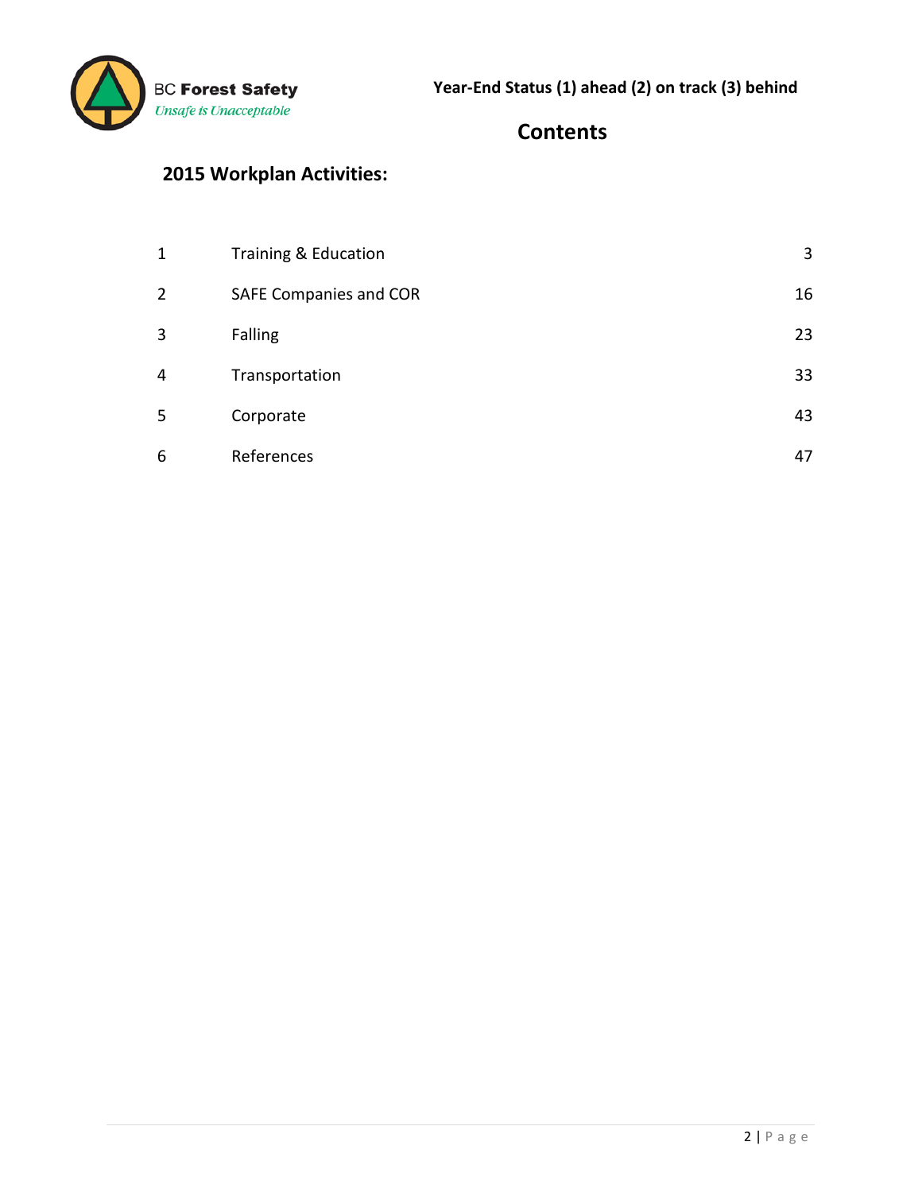Year-End Status (1) ahead (2) on track (3) behind

# Contents

## 2015 Workplan Activities:

| | | |
|---|---|---|
| 1 | Training & Education | 3 |
| 2 | SAFE Companies and COR | 16 |
| 3 | Falling | 23 |
| 4 | Transportation | 33 |
| 5 | Corporate | 43 |
| 6 | References | 47 |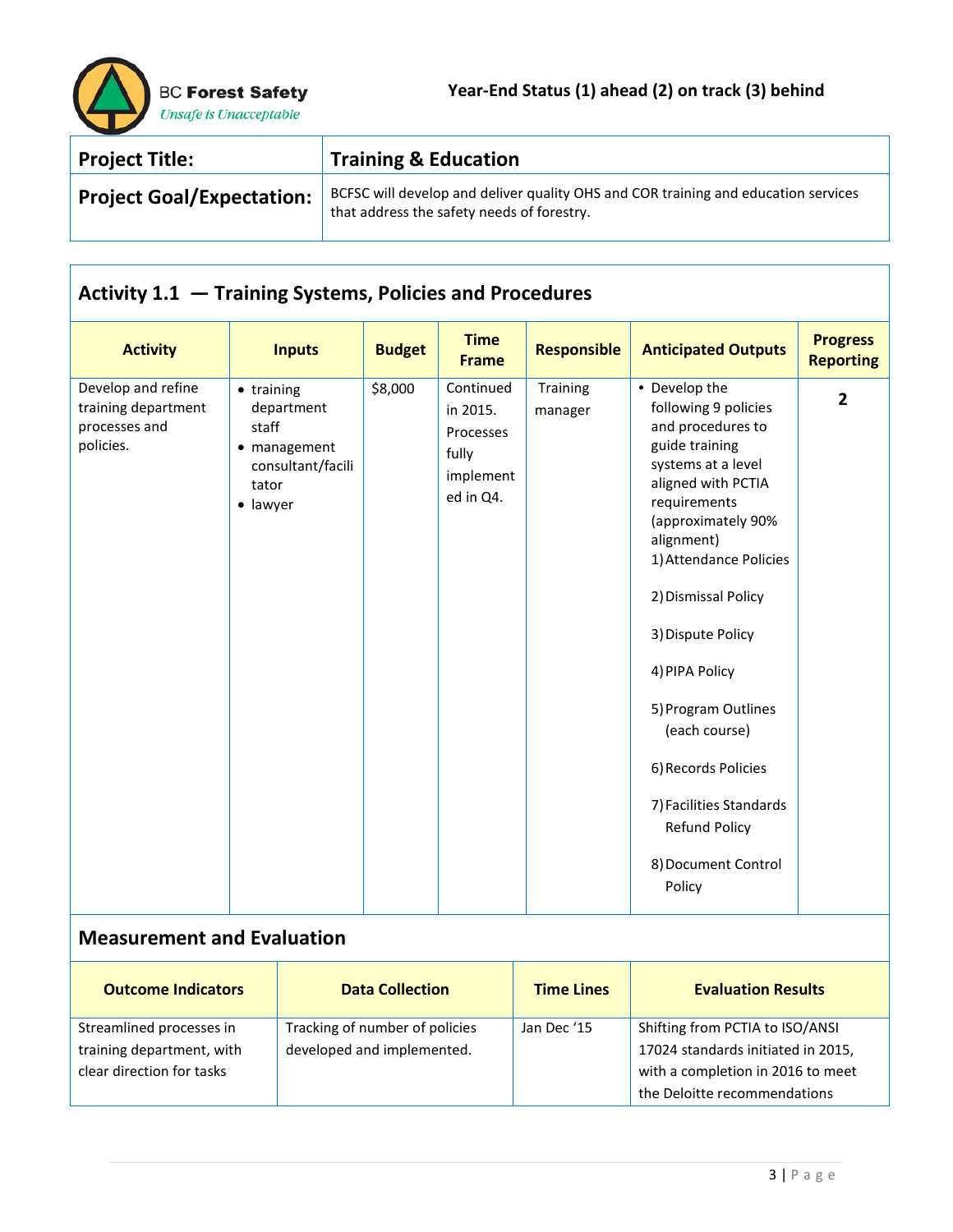Year-End Status (1) ahead (2) on track (3) behind

| Project Title: | Training & Education |
|---|---|
| Project Goal/Expectation: | BCFSC will develop and deliver quality OHS and COR training and education services that address the safety needs of forestry. |

## Activity 1.1 — Training Systems, Policies and Procedures

| Activity | Inputs | Budget | Time Frame | Responsible | Anticipated Outputs | Progress Reporting |
|---|---|---|---|---|---|---|
| Develop and refine training department processes and policies. | • training department staff<br>• management consultant/facilitator<br>• lawyer | $8,000 | Continued in 2015. Processes fully implemented in Q4. | Training manager | • Develop the following 9 policies and procedures to guide training systems at a level aligned with PCTIA requirements (approximately 90% alignment)<br>1) Attendance Policies<br>2) Dismissal Policy<br>3) Dispute Policy<br>4) PIPA Policy<br>5) Program Outlines (each course)<br>6) Records Policies<br>7) Facilities Standards Refund Policy<br>8) Document Control Policy | 2 |

### Measurement and Evaluation

| Outcome Indicators | Data Collection | Time Lines | Evaluation Results |
|---|---|---|---|
| Streamlined processes in training department, with clear direction for tasks | Tracking of number of policies developed and implemented. | Jan Dec '15 | Shifting from PCTIA to ISO/ANSI 17024 standards initiated in 2015, with a completion in 2016 to meet the Deloitte recommendations |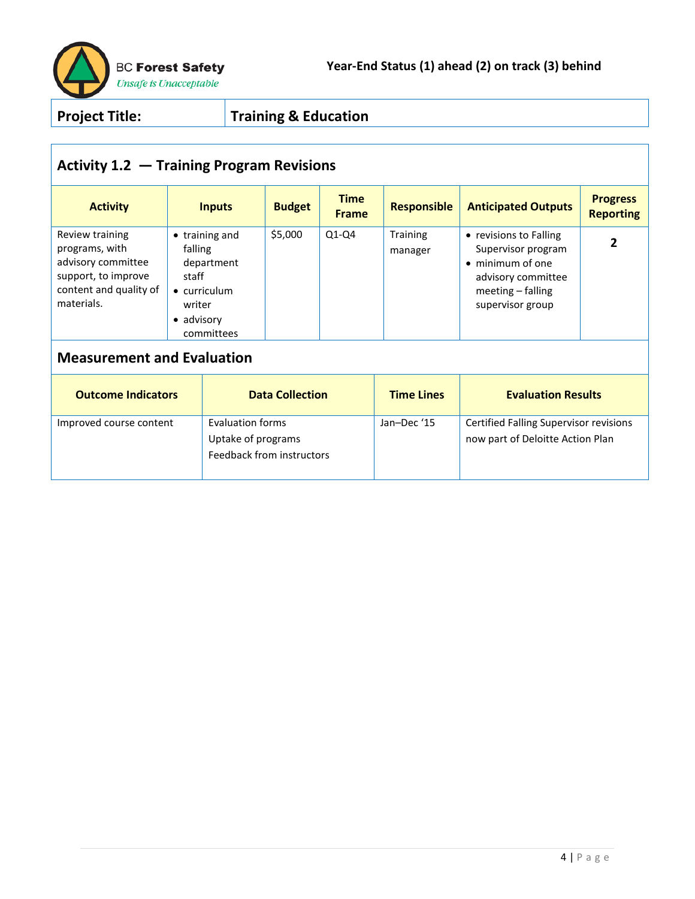Year-End Status (1) ahead (2) on track (3) behind

| Project Title: | Training & Education |
|---|---|

## Activity 1.2 — Training Program Revisions

| Activity | Inputs | Budget | Time Frame | Responsible | Anticipated Outputs | Progress Reporting |
|---|---|---|---|---|---|---|
| Review training programs, with advisory committee support, to improve content and quality of materials. | • training and falling department staff<br>• curriculum writer<br>• advisory committees | $5,000 | Q1-Q4 | Training manager | • revisions to Falling Supervisor program<br>• minimum of one advisory committee meeting – falling supervisor group | **2** |

## Measurement and Evaluation

| Outcome Indicators | Data Collection | Time Lines | Evaluation Results |
|---|---|---|---|
| Improved course content | Evaluation forms<br>Uptake of programs<br>Feedback from instructors | Jan–Dec '15 | Certified Falling Supervisor revisions now part of Deloitte Action Plan |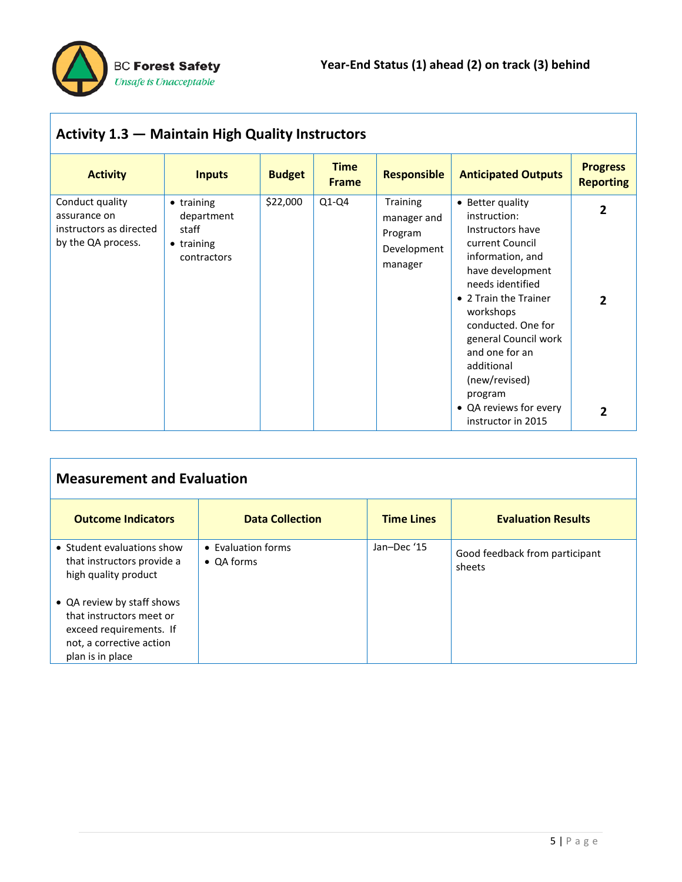Year-End Status (1) ahead (2) on track (3) behind

## Activity 1.3 — Maintain High Quality Instructors

| Activity | Inputs | Budget | Time Frame | Responsible | Anticipated Outputs | Progress Reporting |
|---|---|---|---|---|---|---|
| Conduct quality assurance on instructors as directed by the QA process. | • training department staff<br>• training contractors | $22,000 | Q1-Q4 | Training manager and Program Development manager | • Better quality instruction: Instructors have current Council information, and have development needs identified<br>• 2 Train the Trainer workshops conducted. One for general Council work and one for an additional (new/revised) program<br>• QA reviews for every instructor in 2015 | 2<br>2<br>2 |

## Measurement and Evaluation

| Outcome Indicators | Data Collection | Time Lines | Evaluation Results |
|---|---|---|---|
| • Student evaluations show that instructors provide a high quality product<br>• QA review by staff shows that instructors meet or exceed requirements. If not, a corrective action plan is in place | • Evaluation forms<br>• QA forms | Jan–Dec '15 | Good feedback from participant sheets |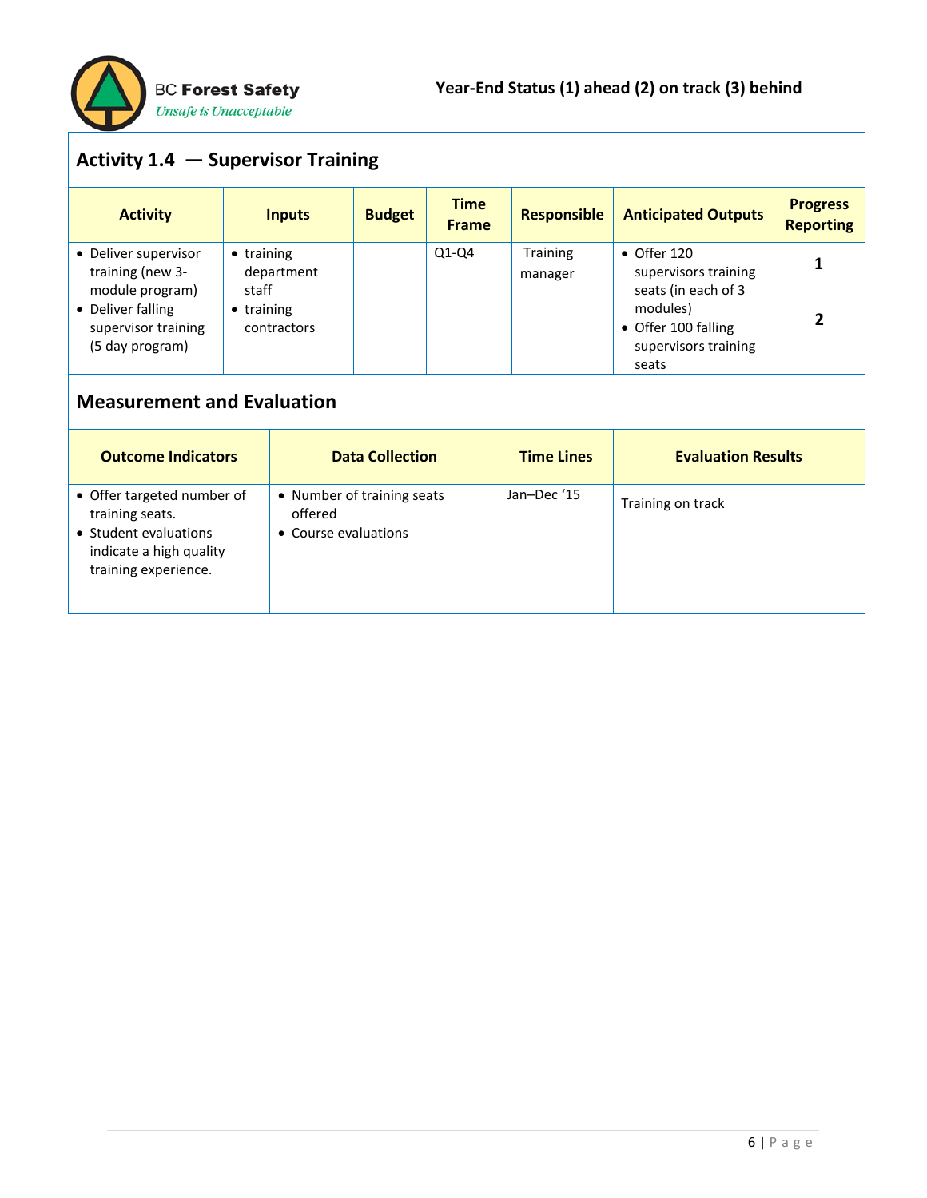Year-End Status (1) ahead (2) on track (3) behind

## Activity 1.4 — Supervisor Training

| Activity | Inputs | Budget | Time Frame | Responsible | Anticipated Outputs | Progress Reporting |
|---|---|---|---|---|---|---|
| • Deliver supervisor training (new 3-module program)<br>• Deliver falling supervisor training (5 day program) | • training department staff<br>• training contractors | | Q1-Q4 | Training manager | • Offer 120 supervisors training seats (in each of 3 modules)<br>• Offer 100 falling supervisors training seats | **1**<br><br>**2** |

## Measurement and Evaluation

| Outcome Indicators | Data Collection | Time Lines | Evaluation Results |
|---|---|---|---|
| • Offer targeted number of training seats.<br>• Student evaluations indicate a high quality training experience. | • Number of training seats offered<br>• Course evaluations | Jan–Dec '15 | Training on track |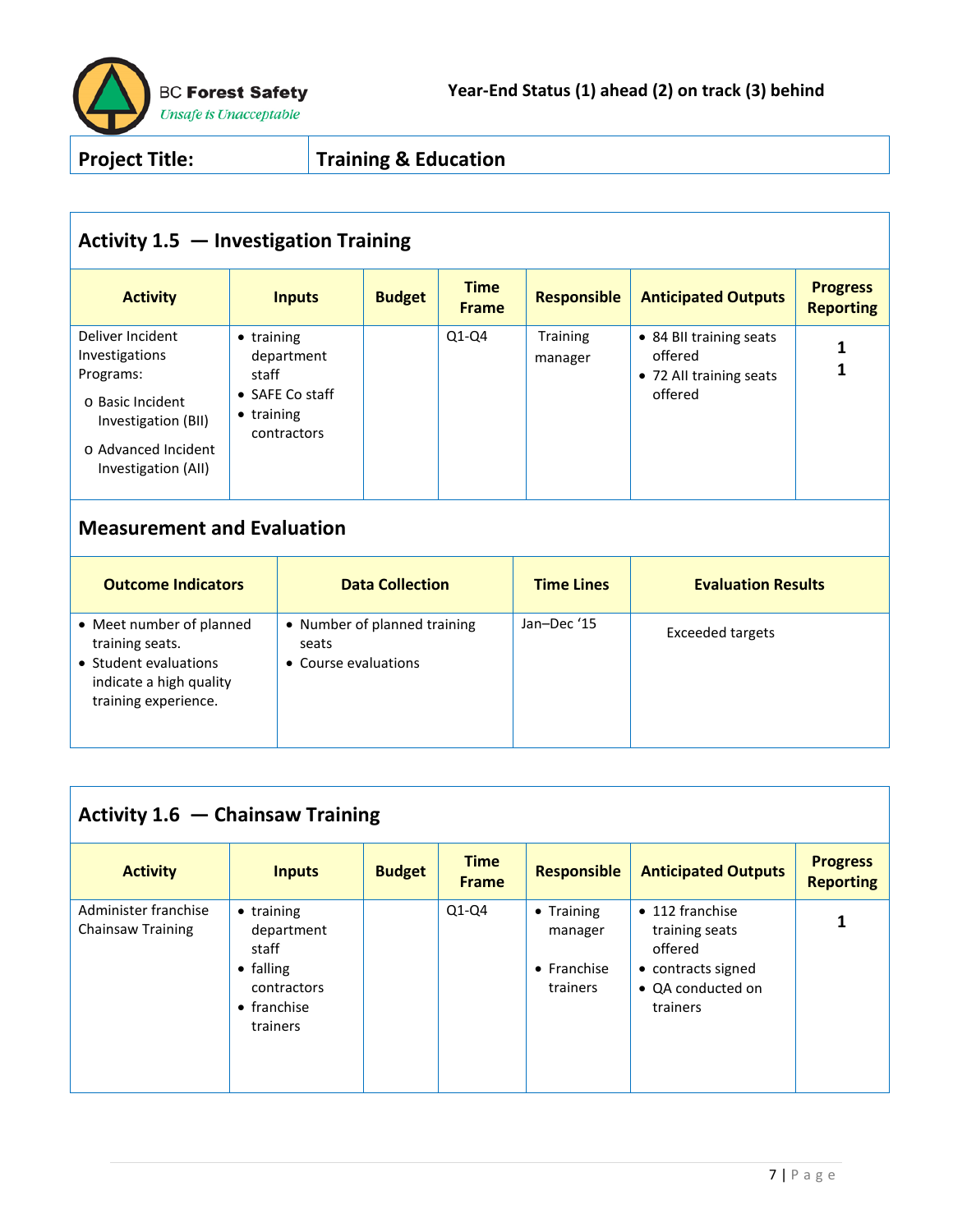BC Forest Safety
*Unsafe is Unacceptable*

**Year-End Status (1) ahead (2) on track (3) behind**

| **Project Title:** | **Training & Education** |
|---|---|

## Activity 1.5 — Investigation Training

| Activity | Inputs | Budget | Time Frame | Responsible | Anticipated Outputs | Progress Reporting |
|---|---|---|---|---|---|---|
| Deliver Incident Investigations Programs:<br>o Basic Incident Investigation (BII)<br>o Advanced Incident Investigation (AII) | • training department staff<br>• SAFE Co staff<br>• training contractors | | Q1-Q4 | Training manager | • 84 BII training seats offered<br>• 72 AII training seats offered | **1**<br>**1** |

### Measurement and Evaluation

| Outcome Indicators | Data Collection | Time Lines | Evaluation Results |
|---|---|---|---|
| • Meet number of planned training seats.<br>• Student evaluations indicate a high quality training experience. | • Number of planned training seats<br>• Course evaluations | Jan–Dec '15 | Exceeded targets |

## Activity 1.6 — Chainsaw Training

| Activity | Inputs | Budget | Time Frame | Responsible | Anticipated Outputs | Progress Reporting |
|---|---|---|---|---|---|---|
| Administer franchise Chainsaw Training | • training department staff<br>• falling contractors<br>• franchise trainers | | Q1-Q4 | • Training manager<br>• Franchise trainers | • 112 franchise training seats offered<br>• contracts signed<br>• QA conducted on trainers | **1** |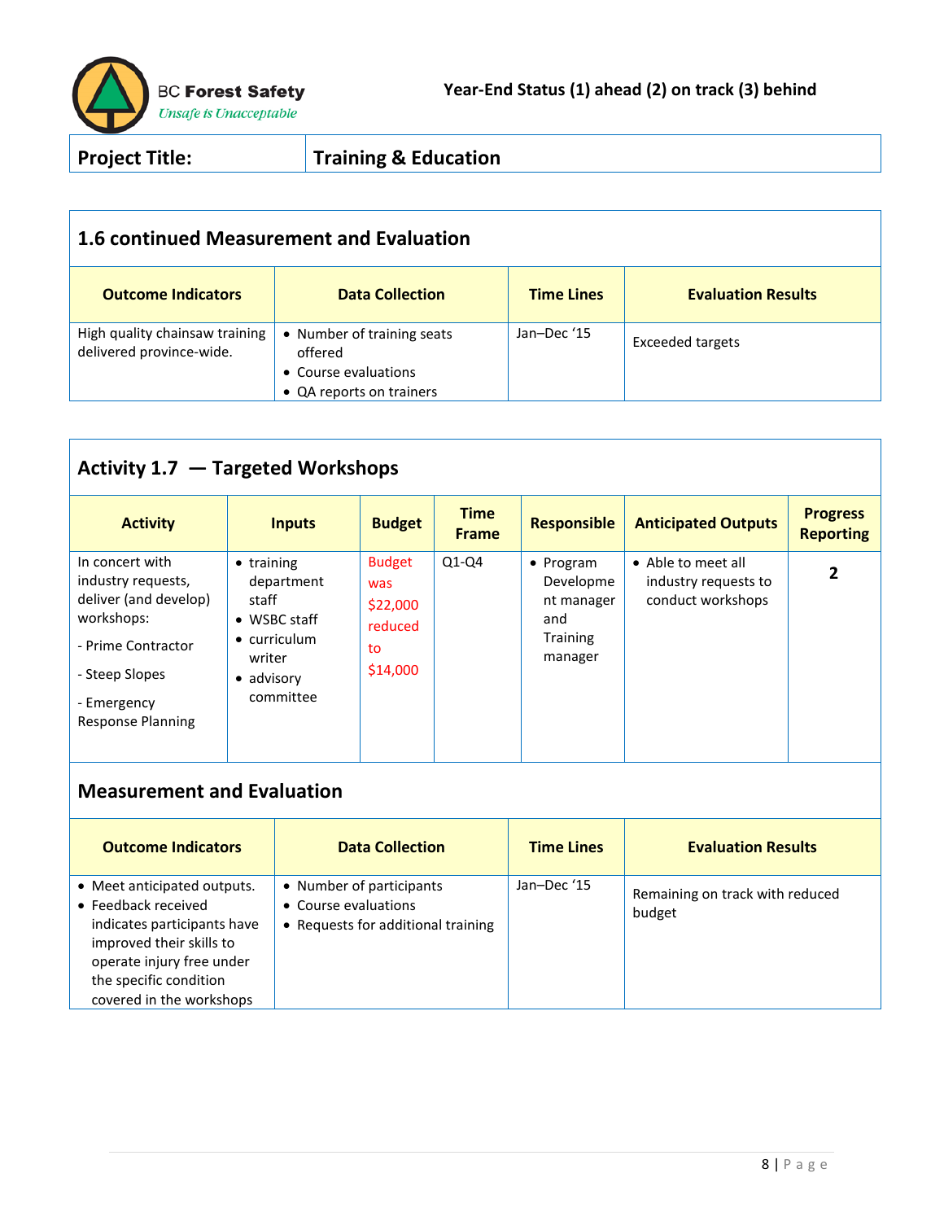BC Forest Safety
*Unsafe is Unacceptable*

**Year-End Status (1) ahead (2) on track (3) behind**

| Project Title: | Training & Education |
|---|---|

## 1.6 continued Measurement and Evaluation

| Outcome Indicators | Data Collection | Time Lines | Evaluation Results |
|---|---|---|---|
| High quality chainsaw training delivered province-wide. | • Number of training seats offered<br>• Course evaluations<br>• QA reports on trainers | Jan–Dec '15 | Exceeded targets |

## Activity 1.7 — Targeted Workshops

| Activity | Inputs | Budget | Time Frame | Responsible | Anticipated Outputs | Progress Reporting |
|---|---|---|---|---|---|---|
| In concert with industry requests, deliver (and develop) workshops:<br>- Prime Contractor<br>- Steep Slopes<br>- Emergency Response Planning | • training department staff<br>• WSBC staff<br>• curriculum writer<br>• advisory committee | Budget was $22,000 reduced to $14,000 | Q1-Q4 | • Program Development manager and Training manager | • Able to meet all industry requests to conduct workshops | **2** |

### Measurement and Evaluation

| Outcome Indicators | Data Collection | Time Lines | Evaluation Results |
|---|---|---|---|
| • Meet anticipated outputs.<br>• Feedback received indicates participants have improved their skills to operate injury free under the specific condition covered in the workshops | • Number of participants<br>• Course evaluations<br>• Requests for additional training | Jan–Dec '15 | Remaining on track with reduced budget |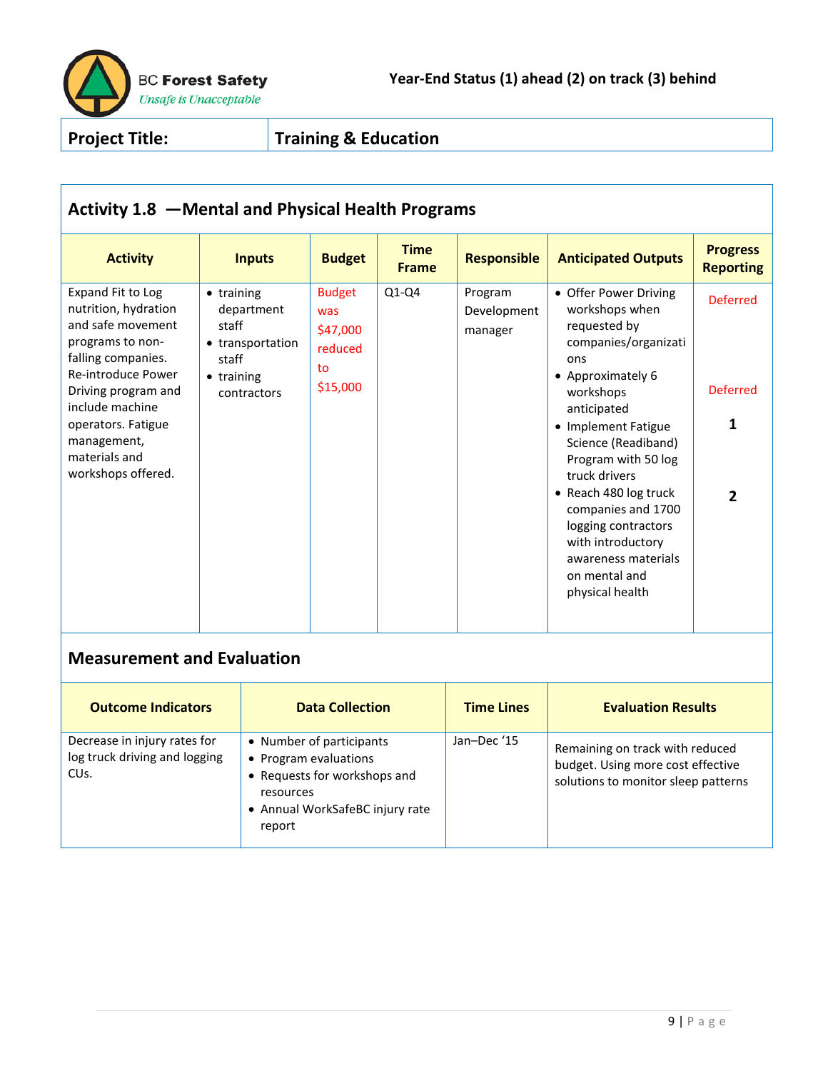BC Forest Safety
*Unsafe is Unacceptable*

**Year-End Status (1) ahead (2) on track (3) behind**

| **Project Title:** | **Training & Education** |
|---|---|

## Activity 1.8 —Mental and Physical Health Programs

| Activity | Inputs | Budget | Time Frame | Responsible | Anticipated Outputs | Progress Reporting |
|---|---|---|---|---|---|---|
| Expand Fit to Log nutrition, hydration and safe movement programs to non-falling companies. Re-introduce Power Driving program and include machine operators. Fatigue management, materials and workshops offered. | • training department staff<br>• transportation staff<br>• training contractors | Budget was $47,000 reduced to $15,000 | Q1-Q4 | Program Development manager | • Offer Power Driving workshops when requested by companies/organizations<br>• Approximately 6 workshops anticipated<br>• Implement Fatigue Science (Readiband) Program with 50 log truck drivers<br>• Reach 480 log truck companies and 1700 logging contractors with introductory awareness materials on mental and physical health | Deferred<br><br>Deferred<br><br>1<br><br>2 |

## Measurement and Evaluation

| Outcome Indicators | Data Collection | Time Lines | Evaluation Results |
|---|---|---|---|
| Decrease in injury rates for log truck driving and logging CUs. | • Number of participants<br>• Program evaluations<br>• Requests for workshops and resources<br>• Annual WorkSafeBC injury rate report | Jan–Dec '15 | Remaining on track with reduced budget. Using more cost effective solutions to monitor sleep patterns |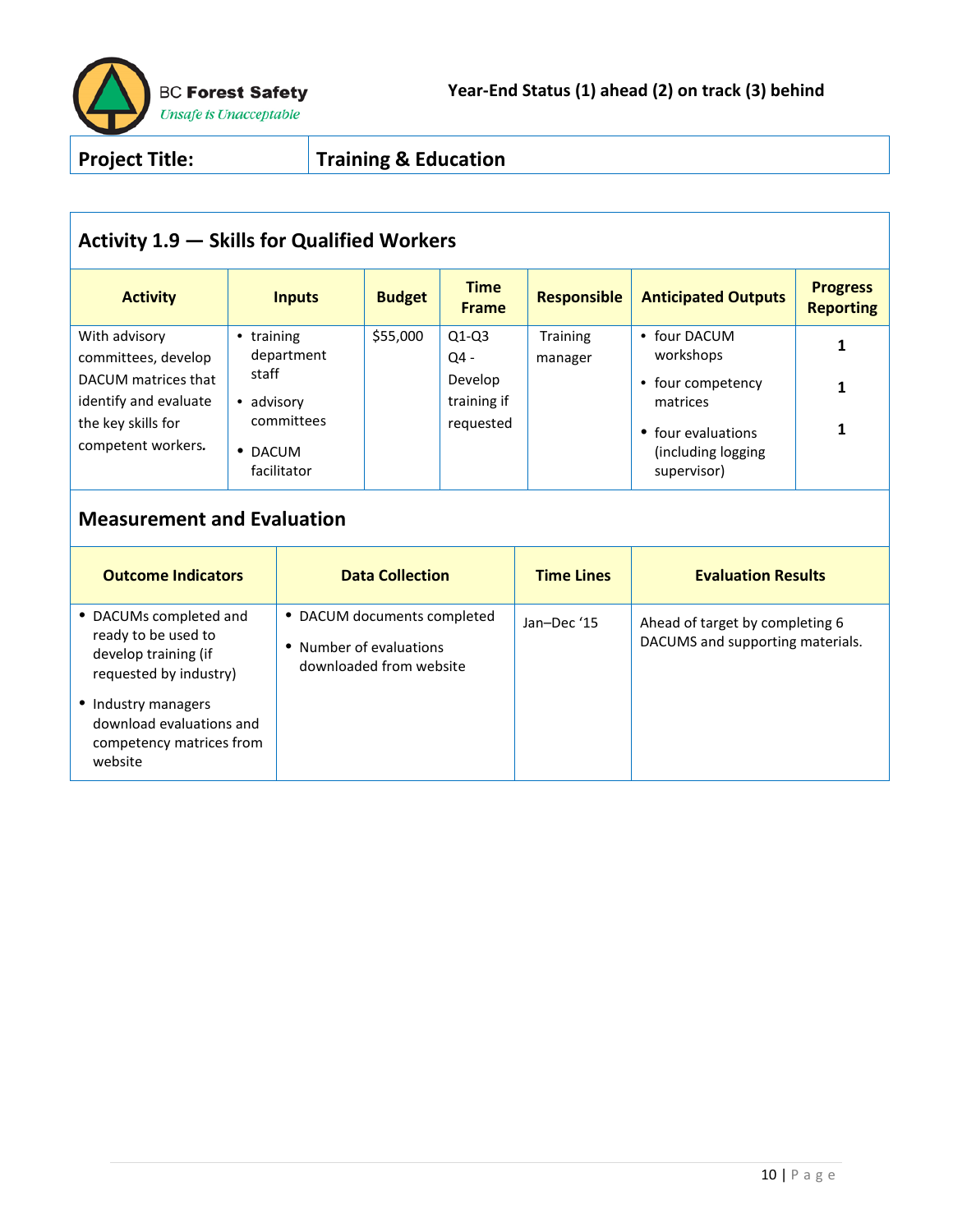Year-End Status (1) ahead (2) on track (3) behind

| Project Title: | Training & Education |
|---|---|

## Activity 1.9 — Skills for Qualified Workers

| Activity | Inputs | Budget | Time Frame | Responsible | Anticipated Outputs | Progress Reporting |
|---|---|---|---|---|---|---|
| With advisory committees, develop DACUM matrices that identify and evaluate the key skills for competent workers. | • training department staff<br>• advisory committees<br>• DACUM facilitator | $55,000 | Q1-Q3<br>Q4 - Develop training if requested | Training manager | • four DACUM workshops<br>• four competency matrices<br>• four evaluations (including logging supervisor) | 1<br>1<br>1 |

## Measurement and Evaluation

| Outcome Indicators | Data Collection | Time Lines | Evaluation Results |
|---|---|---|---|
| • DACUMs completed and ready to be used to develop training (if requested by industry)<br>• Industry managers download evaluations and competency matrices from website | • DACUM documents completed<br>• Number of evaluations downloaded from website | Jan–Dec '15 | Ahead of target by completing 6 DACUMS and supporting materials. |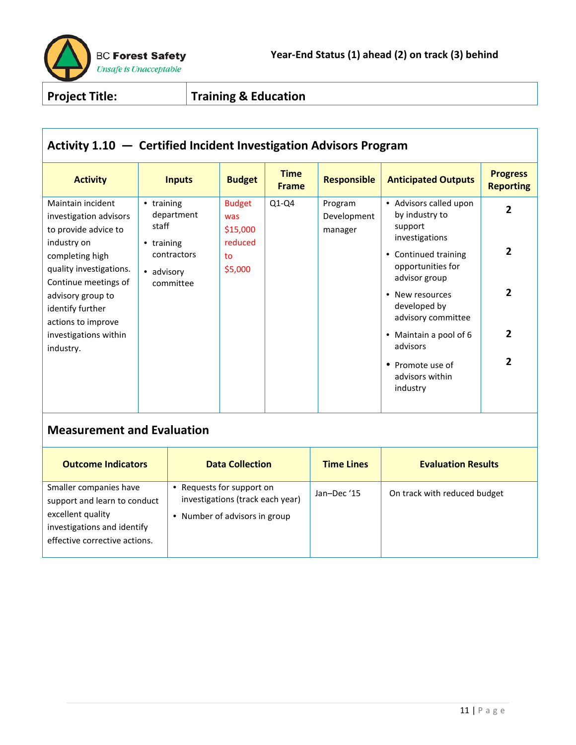BC Forest Safety
*Unsafe is Unacceptable*

**Year-End Status (1) ahead (2) on track (3) behind**

| **Project Title:** | **Training & Education** |
|---|---|

## Activity 1.10 — Certified Incident Investigation Advisors Program

| Activity | Inputs | Budget | Time Frame | Responsible | Anticipated Outputs | Progress Reporting |
|---|---|---|---|---|---|---|
| Maintain incident investigation advisors to provide advice to industry on completing high quality investigations. Continue meetings of advisory group to identify further actions to improve investigations within industry. | • training department staff<br>• training contractors<br>• advisory committee | Budget was $15,000 reduced to $5,000 | Q1-Q4 | Program Development manager | • Advisors called upon by industry to support investigations<br>• Continued training opportunities for advisor group<br>• New resources developed by advisory committee<br>• Maintain a pool of 6 advisors<br>• Promote use of advisors within industry | 2<br>2<br>2<br>2<br>2 |

## Measurement and Evaluation

| Outcome Indicators | Data Collection | Time Lines | Evaluation Results |
|---|---|---|---|
| Smaller companies have support and learn to conduct excellent quality investigations and identify effective corrective actions. | • Requests for support on investigations (track each year)<br>• Number of advisors in group | Jan–Dec '15 | On track with reduced budget |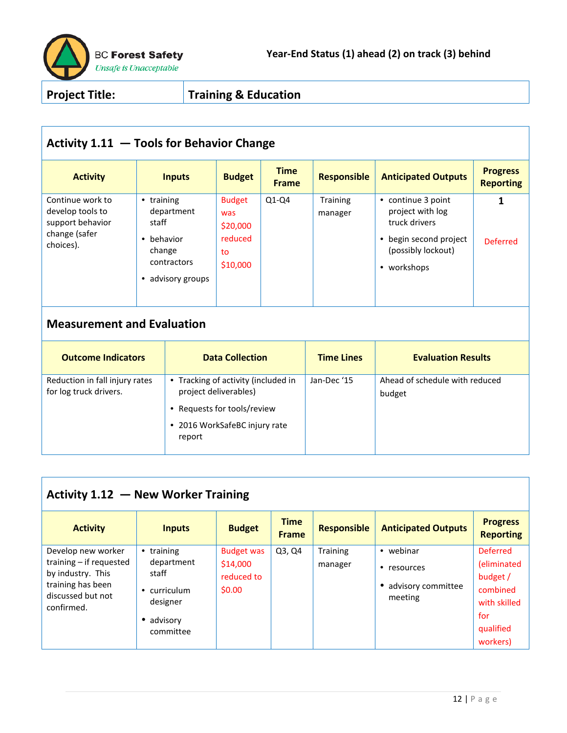BC Forest Safety
*Unsafe is Unacceptable*

**Year-End Status (1) ahead (2) on track (3) behind**

| **Project Title:** | **Training & Education** |
|---|---|

## Activity 1.11 — Tools for Behavior Change

| Activity | Inputs | Budget | Time Frame | Responsible | Anticipated Outputs | Progress Reporting |
|---|---|---|---|---|---|---|
| Continue work to develop tools to support behavior change (safer choices). | • training department staff<br>• behavior change contractors<br>• advisory groups | Budget was $20,000 reduced to $10,000 | Q1-Q4 | Training manager | • continue 3 point project with log truck drivers<br>• begin second project (possibly lockout)<br>• workshops | **1**<br><br>Deferred |

### Measurement and Evaluation

| Outcome Indicators | Data Collection | Time Lines | Evaluation Results |
|---|---|---|---|
| Reduction in fall injury rates for log truck drivers. | • Tracking of activity (included in project deliverables)<br>• Requests for tools/review<br>• 2016 WorkSafeBC injury rate report | Jan-Dec '15 | Ahead of schedule with reduced budget |

## Activity 1.12 — New Worker Training

| Activity | Inputs | Budget | Time Frame | Responsible | Anticipated Outputs | Progress Reporting |
|---|---|---|---|---|---|---|
| Develop new worker training – if requested by industry. This training has been discussed but not confirmed. | • training department staff<br>• curriculum designer<br>• advisory committee | Budget was $14,000 reduced to $0.00 | Q3, Q4 | Training manager | • webinar<br>• resources<br>• advisory committee meeting | Deferred (eliminated budget / combined with skilled for qualified workers) |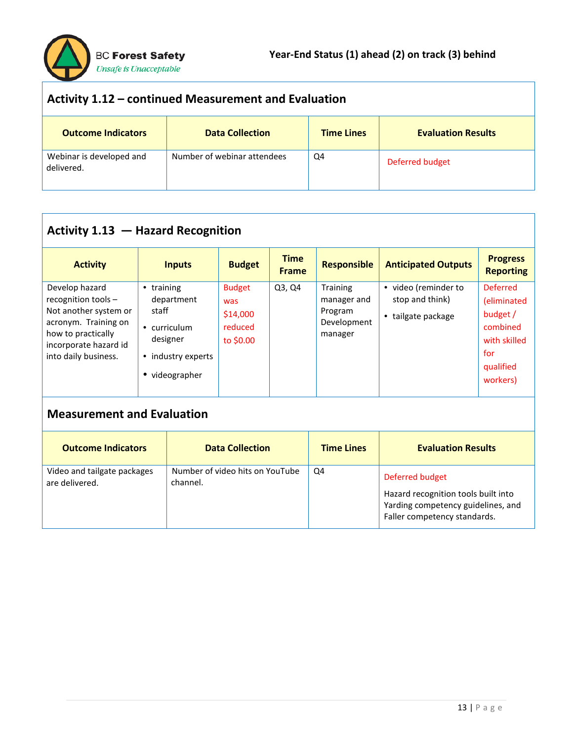BC Forest Safety
*Unsafe is Unacceptable*

**Year-End Status (1) ahead (2) on track (3) behind**

## Activity 1.12 – continued Measurement and Evaluation

| Outcome Indicators | Data Collection | Time Lines | Evaluation Results |
|---|---|---|---|
| Webinar is developed and delivered. | Number of webinar attendees | Q4 | Deferred budget |

## Activity 1.13 — Hazard Recognition

| Activity | Inputs | Budget | Time Frame | Responsible | Anticipated Outputs | Progress Reporting |
|---|---|---|---|---|---|---|
| Develop hazard recognition tools – Not another system or acronym. Training on how to practically incorporate hazard id into daily business. | • training department staff<br>• curriculum designer<br>• industry experts<br>• videographer | Budget was $14,000 reduced to $0.00 | Q3, Q4 | Training manager and Program Development manager | • video (reminder to stop and think)<br>• tailgate package | Deferred (eliminated budget / combined with skilled for qualified workers) |

### Measurement and Evaluation

| Outcome Indicators | Data Collection | Time Lines | Evaluation Results |
|---|---|---|---|
| Video and tailgate packages are delivered. | Number of video hits on YouTube channel. | Q4 | Deferred budget<br>Hazard recognition tools built into Yarding competency guidelines, and Faller competency standards. |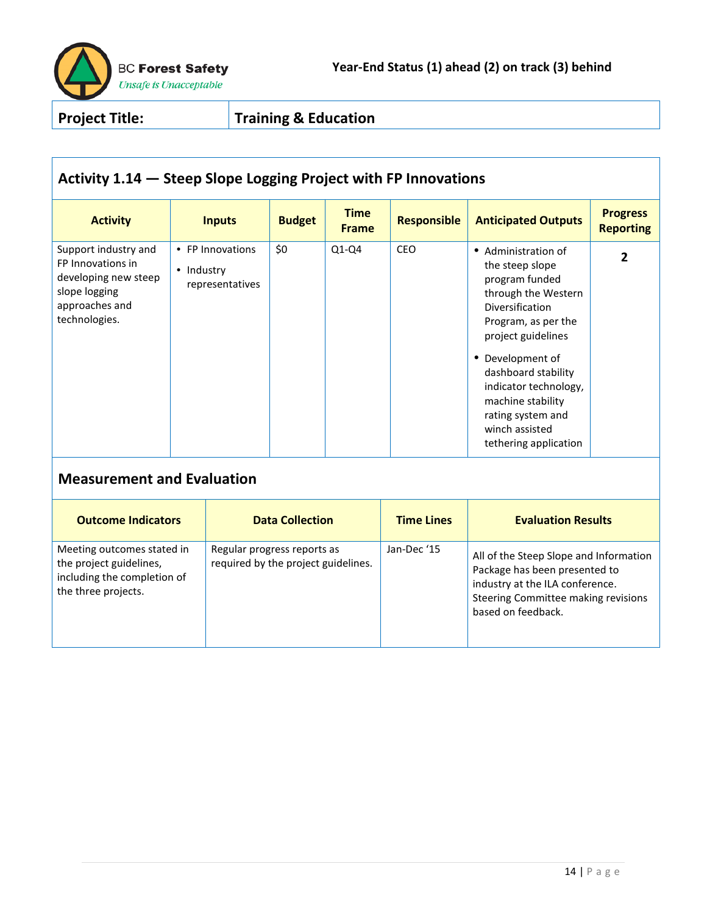BC Forest Safety
*Unsafe is Unacceptable*

**Year-End Status (1) ahead (2) on track (3) behind**

| **Project Title:** | **Training & Education** |
|---|---|

## Activity 1.14 — Steep Slope Logging Project with FP Innovations

| Activity | Inputs | Budget | Time Frame | Responsible | Anticipated Outputs | Progress Reporting |
|---|---|---|---|---|---|---|
| Support industry and FP Innovations in developing new steep slope logging approaches and technologies. | • FP Innovations<br>• Industry representatives | $0 | Q1-Q4 | CEO | • Administration of the steep slope program funded through the Western Diversification Program, as per the project guidelines<br>• Development of dashboard stability indicator technology, machine stability rating system and winch assisted tethering application | **2** |

### Measurement and Evaluation

| Outcome Indicators | Data Collection | Time Lines | Evaluation Results |
|---|---|---|---|
| Meeting outcomes stated in the project guidelines, including the completion of the three projects. | Regular progress reports as required by the project guidelines. | Jan-Dec '15 | All of the Steep Slope and Information Package has been presented to industry at the ILA conference. Steering Committee making revisions based on feedback. |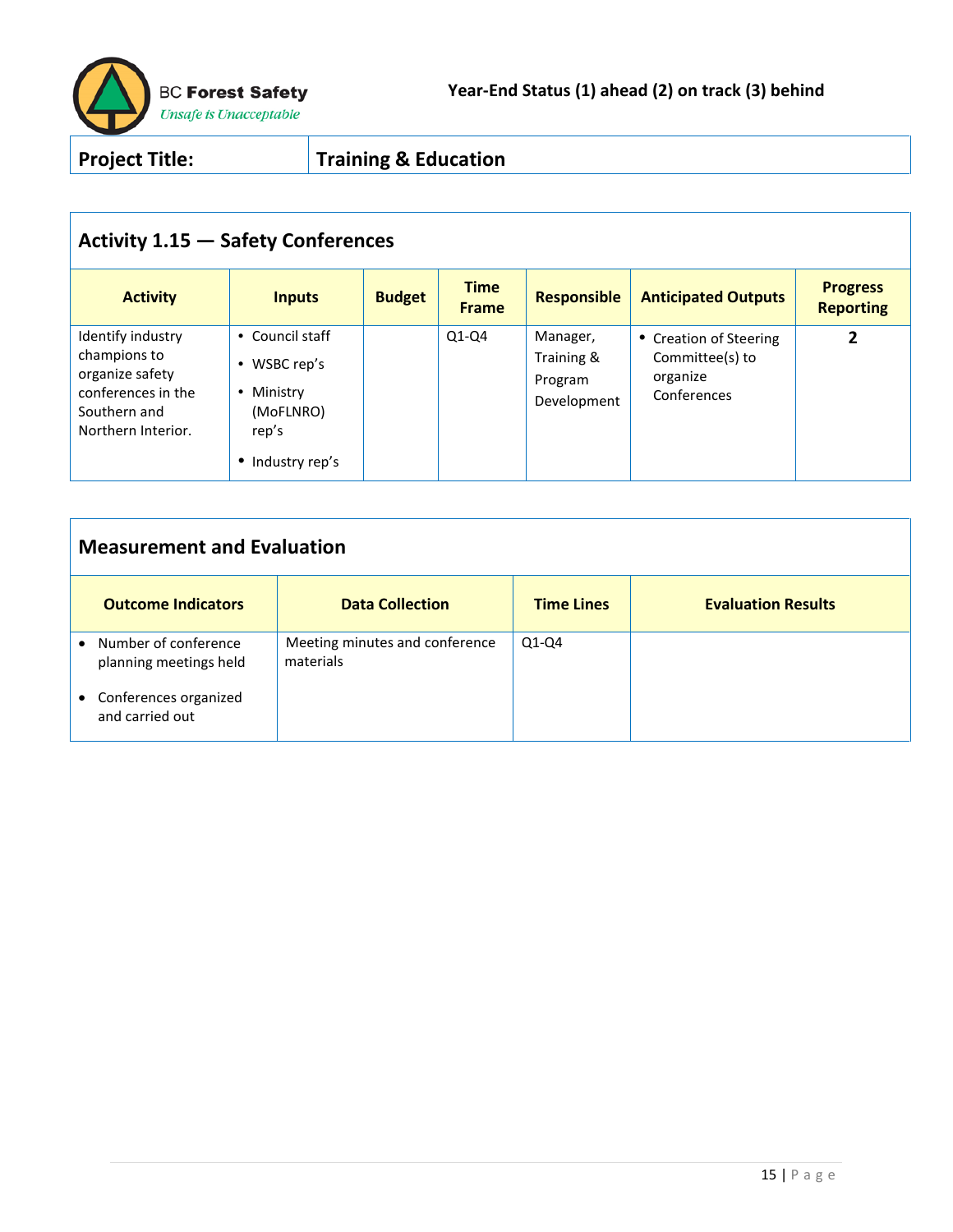BC Forest Safety
*Unsafe is Unacceptable*

**Year-End Status (1) ahead (2) on track (3) behind**

| Project Title: | Training & Education |
|---|---|

## Activity 1.15 — Safety Conferences

| Activity | Inputs | Budget | Time Frame | Responsible | Anticipated Outputs | Progress Reporting |
|---|---|---|---|---|---|---|
| Identify industry champions to organize safety conferences in the Southern and Northern Interior. | • Council staff<br>• WSBC rep's<br>• Ministry (MoFLNRO) rep's<br>• Industry rep's | | Q1-Q4 | Manager, Training & Program Development | • Creation of Steering Committee(s) to organize Conferences | **2** |

## Measurement and Evaluation

| Outcome Indicators | Data Collection | Time Lines | Evaluation Results |
|---|---|---|---|
| • Number of conference planning meetings held<br>• Conferences organized and carried out | Meeting minutes and conference materials | Q1-Q4 | |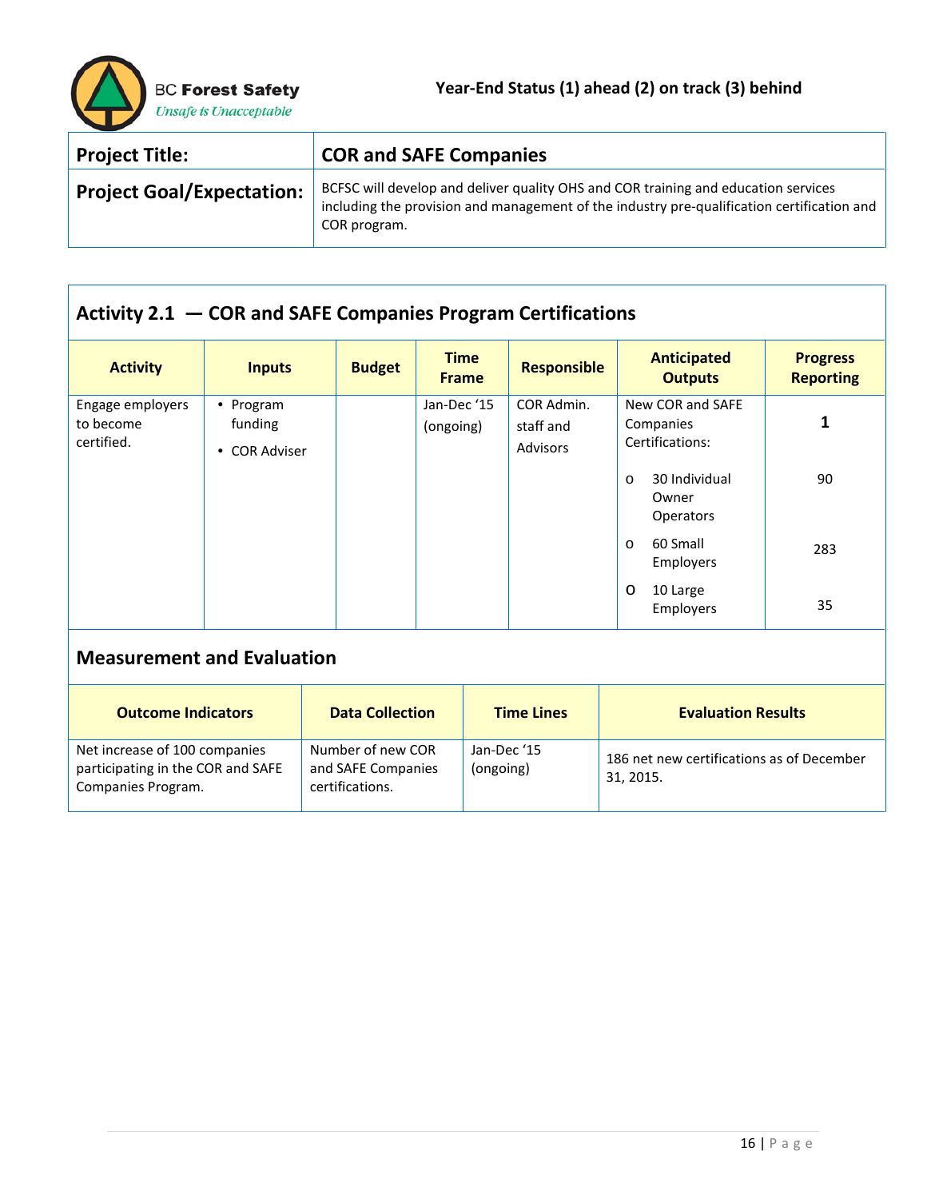BC Forest Safety
*Unsafe is Unacceptable*

**Year-End Status (1) ahead (2) on track (3) behind**

| **Project Title:** | **COR and SAFE Companies** |
|---|---|
| **Project Goal/Expectation:** | BCFSC will develop and deliver quality OHS and COR training and education services including the provision and management of the industry pre-qualification certification and COR program. |

## Activity 2.1 — COR and SAFE Companies Program Certifications

| Activity | Inputs | Budget | Time Frame | Responsible | Anticipated Outputs | Progress Reporting |
|---|---|---|---|---|---|---|
| Engage employers to become certified. | • Program funding<br>• COR Adviser | | Jan-Dec '15 (ongoing) | COR Admin. staff and Advisors | New COR and SAFE Companies Certifications:<br>o 30 Individual Owner Operators<br>o 60 Small Employers<br>o 10 Large Employers | **1**<br>90<br>283<br>35 |

## Measurement and Evaluation

| Outcome Indicators | Data Collection | Time Lines | Evaluation Results |
|---|---|---|---|
| Net increase of 100 companies participating in the COR and SAFE Companies Program. | Number of new COR and SAFE Companies certifications. | Jan-Dec '15 (ongoing) | 186 net new certifications as of December 31, 2015. |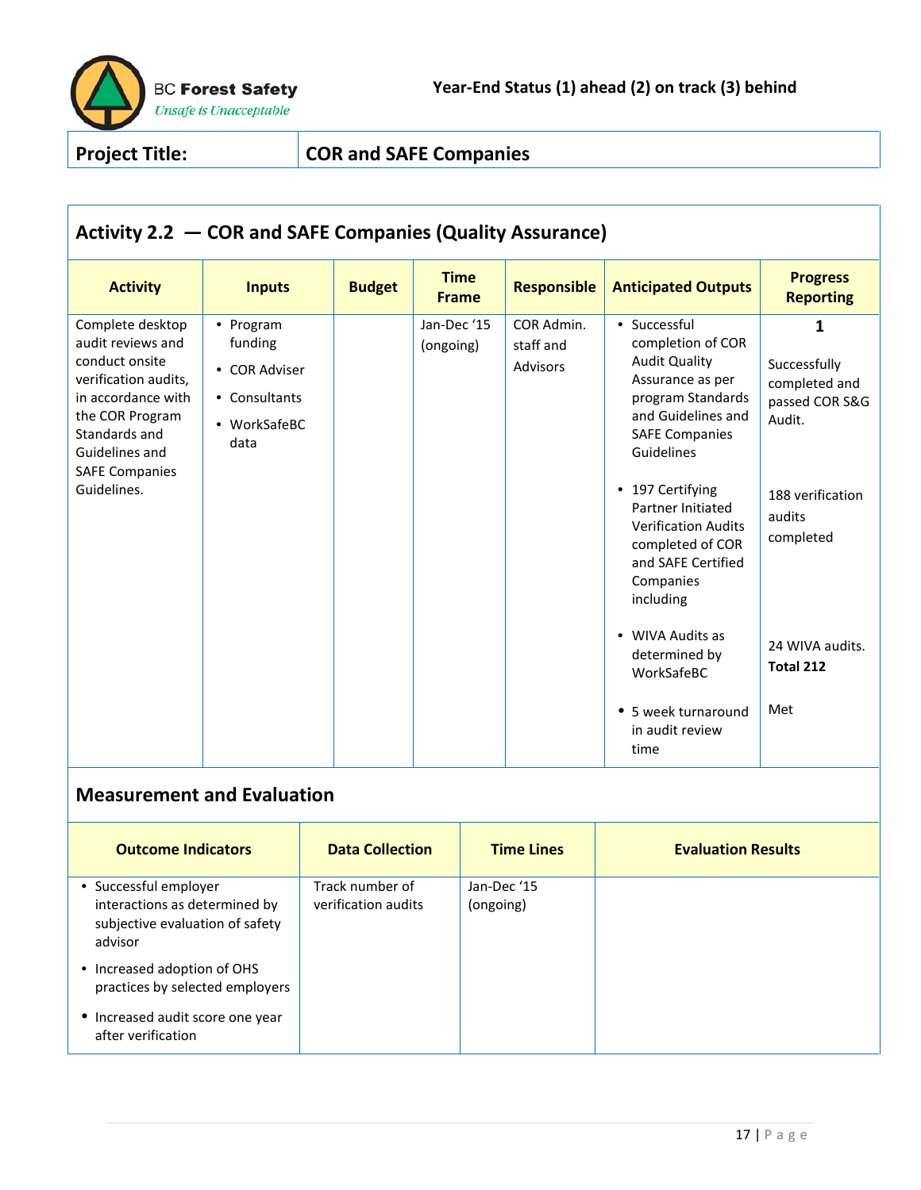BC Forest Safety
*Unsafe is Unacceptable*

**Year-End Status (1) ahead (2) on track (3) behind**

| **Project Title:** | **COR and SAFE Companies** |
|---|---|

## Activity 2.2 — COR and SAFE Companies (Quality Assurance)

| Activity | Inputs | Budget | Time Frame | Responsible | Anticipated Outputs | Progress Reporting |
|---|---|---|---|---|---|---|
| Complete desktop audit reviews and conduct onsite verification audits, in accordance with the COR Program Standards and Guidelines and SAFE Companies Guidelines. | • Program funding<br>• COR Adviser<br>• Consultants<br>• WorkSafeBC data | | Jan-Dec '15 (ongoing) | COR Admin. staff and Advisors | • Successful completion of COR Audit Quality Assurance as per program Standards and Guidelines and SAFE Companies Guidelines<br>• 197 Certifying Partner Initiated Verification Audits completed of COR and SAFE Certified Companies including<br>• WIVA Audits as determined by WorkSafeBC<br>• 5 week turnaround in audit review time | **1**<br>Successfully completed and passed COR S&G Audit.<br>188 verification audits completed<br>24 WIVA audits. **Total 212**<br>Met |

## Measurement and Evaluation

| Outcome Indicators | Data Collection | Time Lines | Evaluation Results |
|---|---|---|---|
| • Successful employer interactions as determined by subjective evaluation of safety advisor<br>• Increased adoption of OHS practices by selected employers<br>• Increased audit score one year after verification | Track number of verification audits | Jan-Dec '15 (ongoing) | |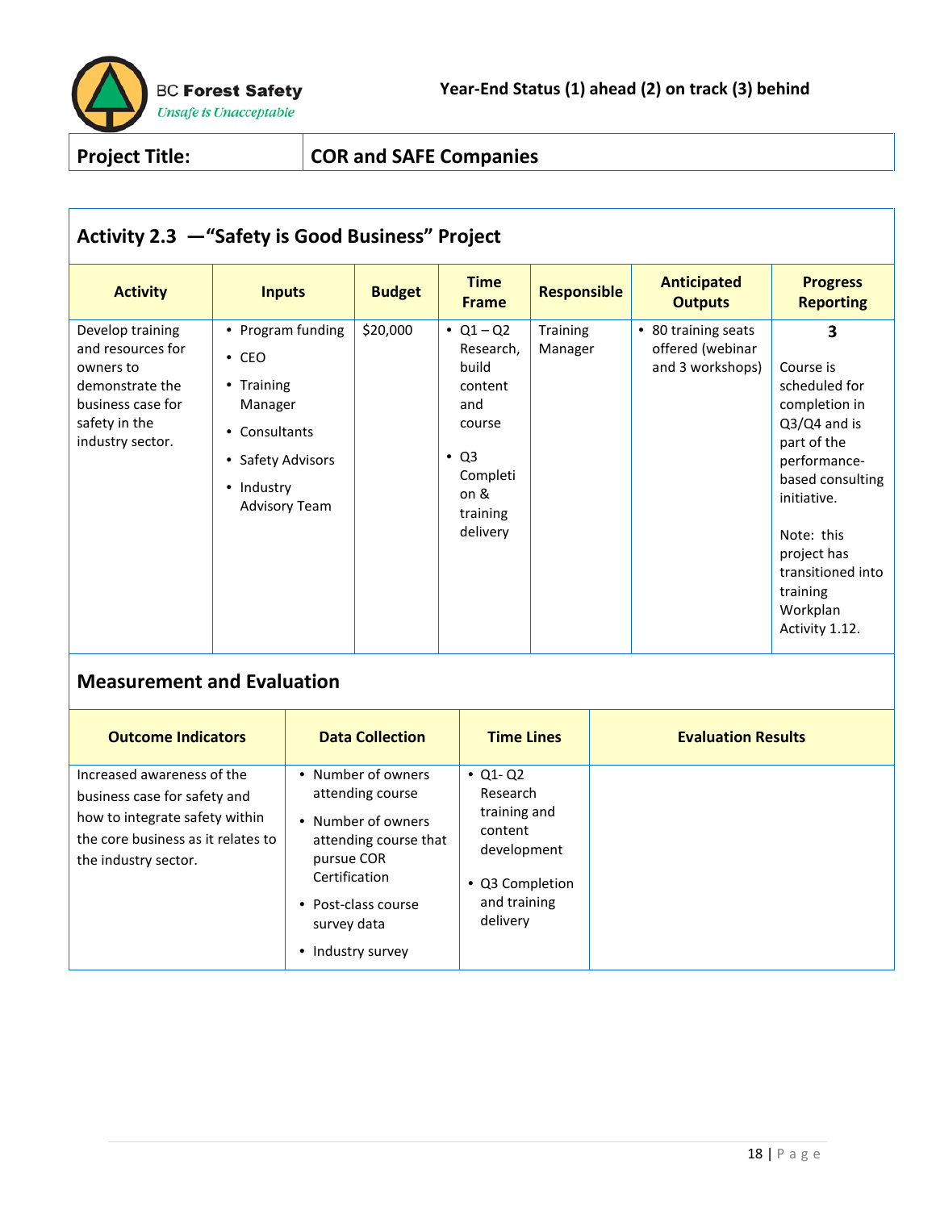BC Forest Safety
*Unsafe is Unacceptable*

**Year-End Status (1) ahead (2) on track (3) behind**

| **Project Title:** | **COR and SAFE Companies** |
| --- | --- |

## Activity 2.3 —"Safety is Good Business" Project

| Activity | Inputs | Budget | Time Frame | Responsible | Anticipated Outputs | Progress Reporting |
| --- | --- | --- | --- | --- | --- | --- |
| Develop training and resources for owners to demonstrate the business case for safety in the industry sector. | • Program funding<br>• CEO<br>• Training Manager<br>• Consultants<br>• Safety Advisors<br>• Industry Advisory Team | $20,000 | • Q1 – Q2 Research, build content and course<br>• Q3 Completion & training delivery | Training Manager | • 80 training seats offered (webinar and 3 workshops) | **3**<br><br>Course is scheduled for completion in Q3/Q4 and is part of the performance-based consulting initiative.<br><br>Note: this project has transitioned into training Workplan Activity 1.12. |

## Measurement and Evaluation

| Outcome Indicators | Data Collection | Time Lines | Evaluation Results |
| --- | --- | --- | --- |
| Increased awareness of the business case for safety and how to integrate safety within the core business as it relates to the industry sector. | • Number of owners attending course<br>• Number of owners attending course that pursue COR Certification<br>• Post-class course survey data<br>• Industry survey | • Q1- Q2 Research training and content development<br>• Q3 Completion and training delivery | |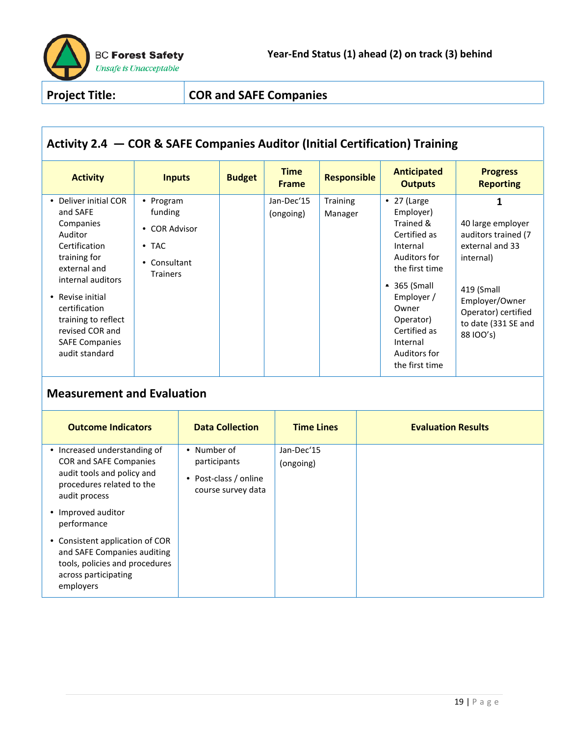BC Forest Safety
*Unsafe is Unacceptable*

**Year-End Status (1) ahead (2) on track (3) behind**

| **Project Title:** | **COR and SAFE Companies** |
|---|---|

## Activity 2.4 — COR & SAFE Companies Auditor (Initial Certification) Training

| Activity | Inputs | Budget | Time Frame | Responsible | Anticipated Outputs | Progress Reporting |
|---|---|---|---|---|---|---|
| • Deliver initial COR and SAFE Companies Auditor Certification training for external and internal auditors<br>• Revise initial certification training to reflect revised COR and SAFE Companies audit standard | • Program funding<br>• COR Advisor<br>• TAC<br>• Consultant Trainers | | Jan-Dec'15 (ongoing) | Training Manager | • 27 (Large Employer) Trained & Certified as Internal Auditors for the first time<br>• 365 (Small Employer / Owner Operator) Certified as Internal Auditors for the first time | **1**<br>40 large employer auditors trained (7 external and 33 internal)<br>419 (Small Employer/Owner Operator) certified to date (331 SE and 88 IOO's) |

## Measurement and Evaluation

| Outcome Indicators | Data Collection | Time Lines | Evaluation Results |
|---|---|---|---|
| • Increased understanding of COR and SAFE Companies audit tools and policy and procedures related to the audit process<br>• Improved auditor performance<br>• Consistent application of COR and SAFE Companies auditing tools, policies and procedures across participating employers | • Number of participants<br>• Post-class / online course survey data | Jan-Dec'15 (ongoing) | |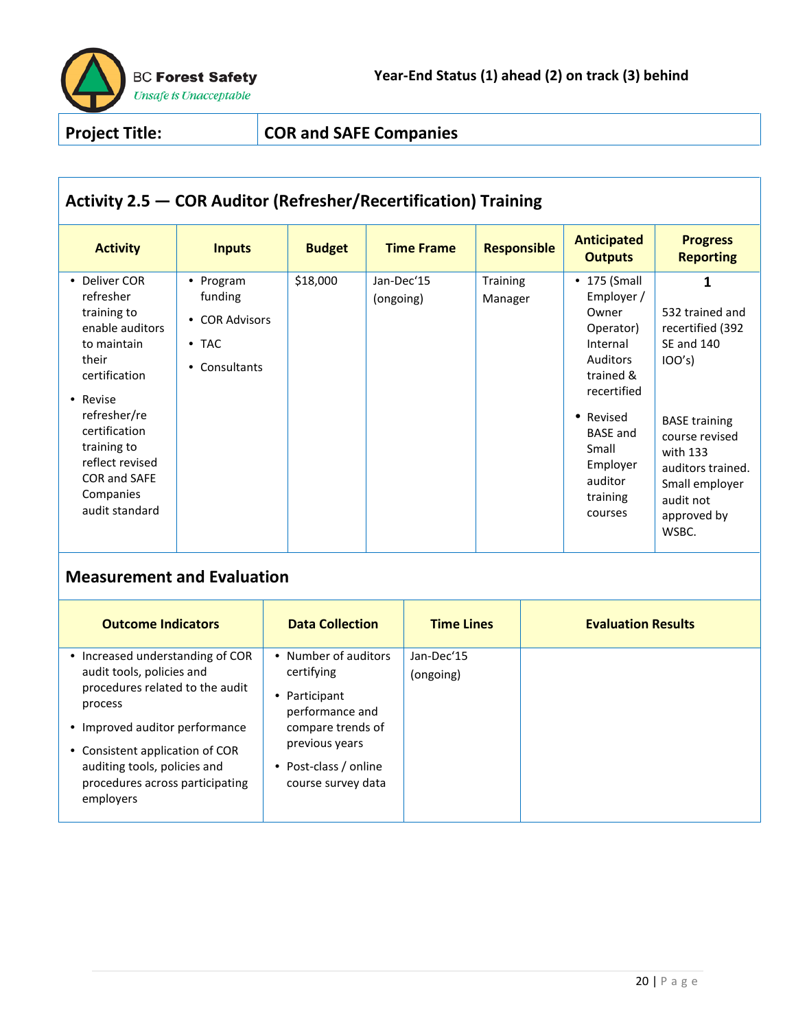BC Forest Safety
*Unsafe is Unacceptable*

**Year-End Status (1) ahead (2) on track (3) behind**

| **Project Title:** | **COR and SAFE Companies** |
|---|---|

## Activity 2.5 — COR Auditor (Refresher/Recertification) Training

| Activity | Inputs | Budget | Time Frame | Responsible | Anticipated Outputs | Progress Reporting |
|---|---|---|---|---|---|---|
| • Deliver COR refresher training to enable auditors to maintain their certification<br>• Revise refresher/re certification training to reflect revised COR and SAFE Companies audit standard | • Program funding<br>• COR Advisors<br>• TAC<br>• Consultants | $18,000 | Jan-Dec'15 (ongoing) | Training Manager | • 175 (Small Employer / Owner Operator) Internal Auditors trained & recertified<br>• Revised BASE and Small Employer auditor training courses | **1**<br>532 trained and recertified (392 SE and 140 IOO's)<br>BASE training course revised with 133 auditors trained. Small employer audit not approved by WSBC. |

## Measurement and Evaluation

| Outcome Indicators | Data Collection | Time Lines | Evaluation Results |
|---|---|---|---|
| • Increased understanding of COR audit tools, policies and procedures related to the audit process<br>• Improved auditor performance<br>• Consistent application of COR auditing tools, policies and procedures across participating employers | • Number of auditors certifying<br>• Participant performance and compare trends of previous years<br>• Post-class / online course survey data | Jan-Dec'15 (ongoing) | |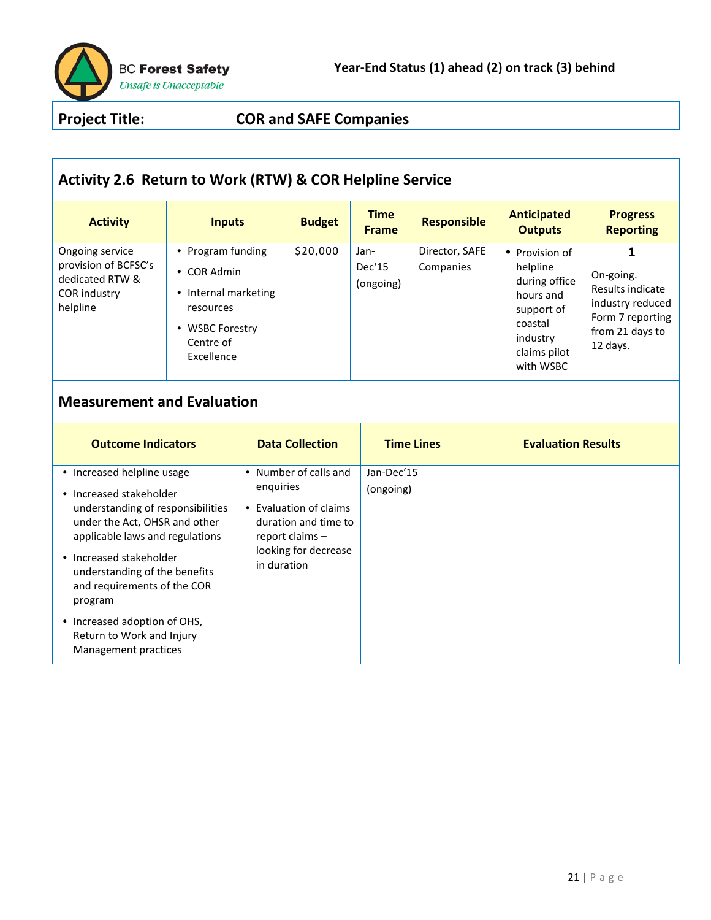BC Forest Safety
*Unsafe is Unacceptable*

**Year-End Status (1) ahead (2) on track (3) behind**

| **Project Title:** | **COR and SAFE Companies** |
|---|---|

## Activity 2.6 Return to Work (RTW) & COR Helpline Service

| Activity | Inputs | Budget | Time Frame | Responsible | Anticipated Outputs | Progress Reporting |
|---|---|---|---|---|---|---|
| Ongoing service provision of BCFSC's dedicated RTW & COR industry helpline | • Program funding<br>• COR Admin<br>• Internal marketing resources<br>• WSBC Forestry Centre of Excellence | $20,000 | Jan-Dec'15 (ongoing) | Director, SAFE Companies | • Provision of helpline during office hours and support of coastal industry claims pilot with WSBC | **1**<br>On-going. Results indicate industry reduced Form 7 reporting from 21 days to 12 days. |

## Measurement and Evaluation

| Outcome Indicators | Data Collection | Time Lines | Evaluation Results |
|---|---|---|---|
| • Increased helpline usage<br>• Increased stakeholder understanding of responsibilities under the Act, OHSR and other applicable laws and regulations<br>• Increased stakeholder understanding of the benefits and requirements of the COR program<br>• Increased adoption of OHS, Return to Work and Injury Management practices | • Number of calls and enquiries<br>• Evaluation of claims duration and time to report claims – looking for decrease in duration | Jan-Dec'15 (ongoing) | |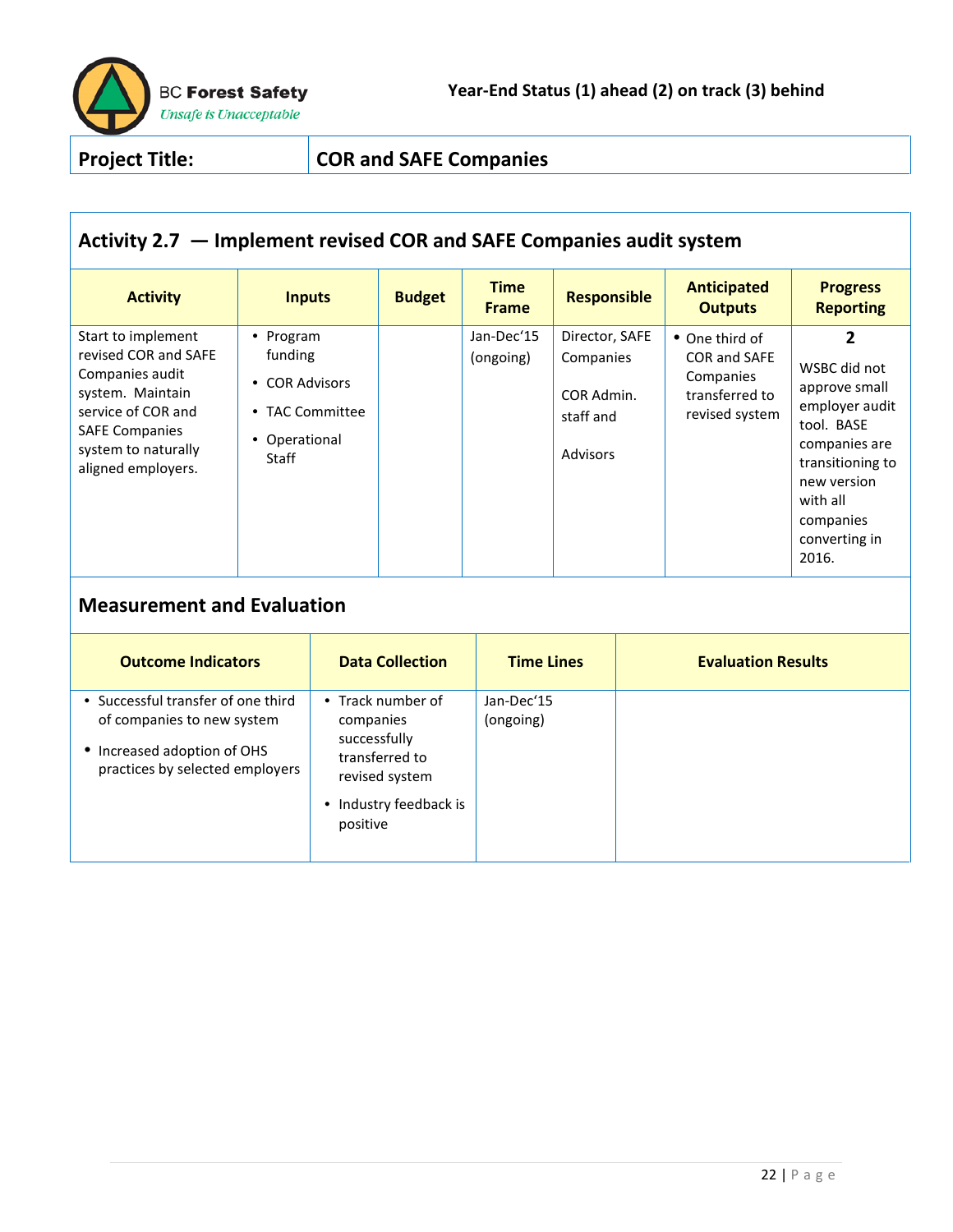Year-End Status (1) ahead (2) on track (3) behind

| Project Title: | COR and SAFE Companies |
|---|---|

## Activity 2.7 — Implement revised COR and SAFE Companies audit system

| Activity | Inputs | Budget | Time Frame | Responsible | Anticipated Outputs | Progress Reporting |
|---|---|---|---|---|---|---|
| Start to implement revised COR and SAFE Companies audit system. Maintain service of COR and SAFE Companies system to naturally aligned employers. | • Program funding<br>• COR Advisors<br>• TAC Committee<br>• Operational Staff | | Jan-Dec'15 (ongoing) | Director, SAFE Companies<br><br>COR Admin. staff and<br><br>Advisors | • One third of COR and SAFE Companies transferred to revised system | **2**<br>WSBC did not approve small employer audit tool. BASE companies are transitioning to new version with all companies converting in 2016. |

## Measurement and Evaluation

| Outcome Indicators | Data Collection | Time Lines | Evaluation Results |
|---|---|---|---|
| • Successful transfer of one third of companies to new system<br>• Increased adoption of OHS practices by selected employers | • Track number of companies successfully transferred to revised system<br>• Industry feedback is positive | Jan-Dec'15 (ongoing) | |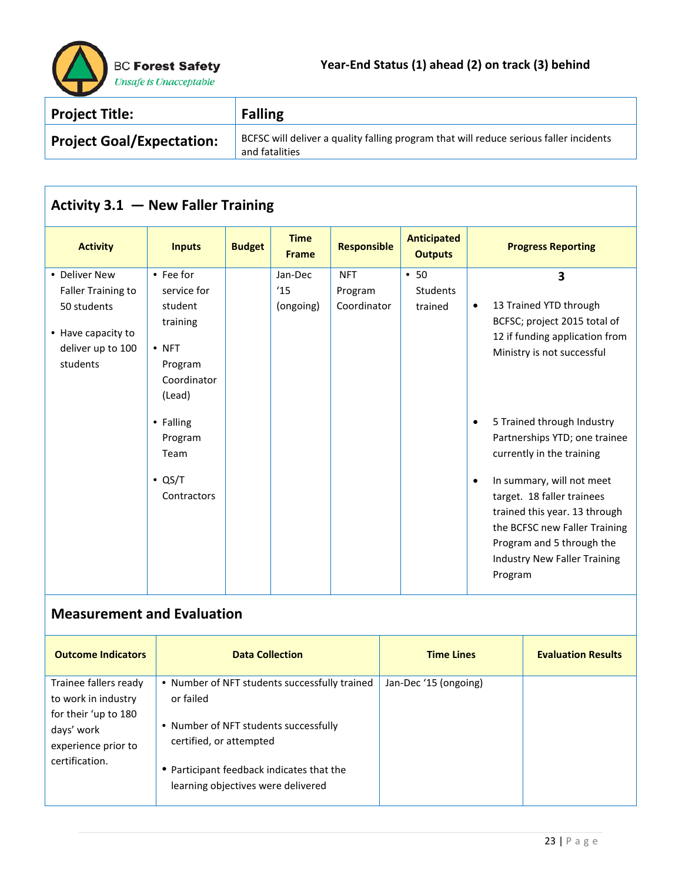BC Forest Safety
*Unsafe is Unacceptable*

**Year-End Status (1) ahead (2) on track (3) behind**

| **Project Title:** | **Falling** |
|---|---|
| **Project Goal/Expectation:** | BCFSC will deliver a quality falling program that will reduce serious faller incidents and fatalities |

## Activity 3.1 — New Faller Training

| Activity | Inputs | Budget | Time Frame | Responsible | Anticipated Outputs | Progress Reporting |
|---|---|---|---|---|---|---|
| • Deliver New Faller Training to 50 students<br><br>• Have capacity to deliver up to 100 students | • Fee for service for student training<br><br>• NFT Program Coordinator (Lead)<br><br>• Falling Program Team<br><br>• QS/T Contractors | | Jan-Dec '15 (ongoing) | NFT Program Coordinator | • 50 Students trained | **3**<br><br>• 13 Trained YTD through BCFSC; project 2015 total of 12 if funding application from Ministry is not successful<br><br>• 5 Trained through Industry Partnerships YTD; one trainee currently in the training<br><br>• In summary, will not meet target. 18 faller trainees trained this year. 13 through the BCFSC new Faller Training Program and 5 through the Industry New Faller Training Program |

### Measurement and Evaluation

| Outcome Indicators | Data Collection | Time Lines | Evaluation Results |
|---|---|---|---|
| Trainee fallers ready to work in industry for their 'up to 180 days' work experience prior to certification. | • Number of NFT students successfully trained or failed<br><br>• Number of NFT students successfully certified, or attempted<br><br>• Participant feedback indicates that the learning objectives were delivered | Jan-Dec '15 (ongoing) | |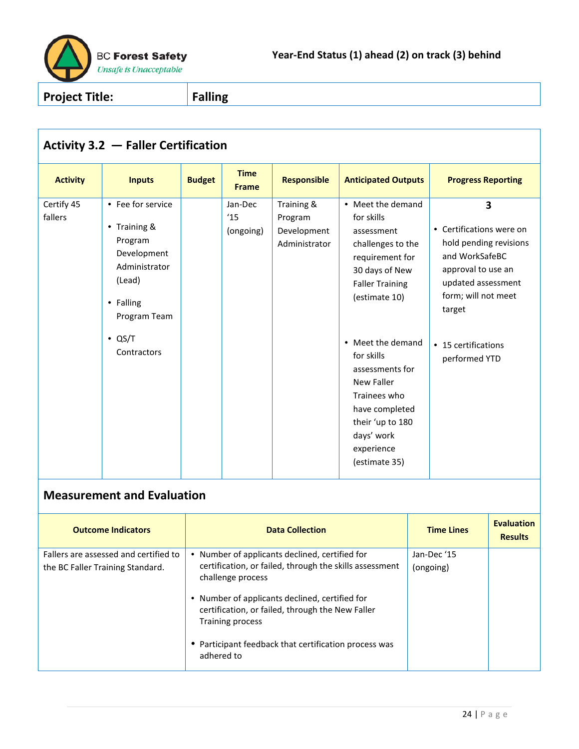BC Forest Safety
*Unsafe is Unacceptable*

**Year-End Status (1) ahead (2) on track (3) behind**

| **Project Title:** | **Falling** |
|---|---|

## Activity 3.2 — Faller Certification

| Activity | Inputs | Budget | Time Frame | Responsible | Anticipated Outputs | Progress Reporting |
|---|---|---|---|---|---|---|
| Certify 45 fallers | • Fee for service<br>• Training & Program Development Administrator (Lead)<br>• Falling Program Team<br>• QS/T Contractors | | Jan-Dec '15 (ongoing) | Training & Program Development Administrator | • Meet the demand for skills assessment challenges to the requirement for 30 days of New Faller Training (estimate 10)<br>• Meet the demand for skills assessments for New Faller Trainees who have completed their 'up to 180 days' work experience (estimate 35) | **3**<br>• Certifications were on hold pending revisions and WorkSafeBC approval to use an updated assessment form; will not meet target<br>• 15 certifications performed YTD |

## Measurement and Evaluation

| Outcome Indicators | Data Collection | Time Lines | Evaluation Results |
|---|---|---|---|
| Fallers are assessed and certified to the BC Faller Training Standard. | • Number of applicants declined, certified for certification, or failed, through the skills assessment challenge process<br>• Number of applicants declined, certified for certification, or failed, through the New Faller Training process<br>• Participant feedback that certification process was adhered to | Jan-Dec '15 (ongoing) | |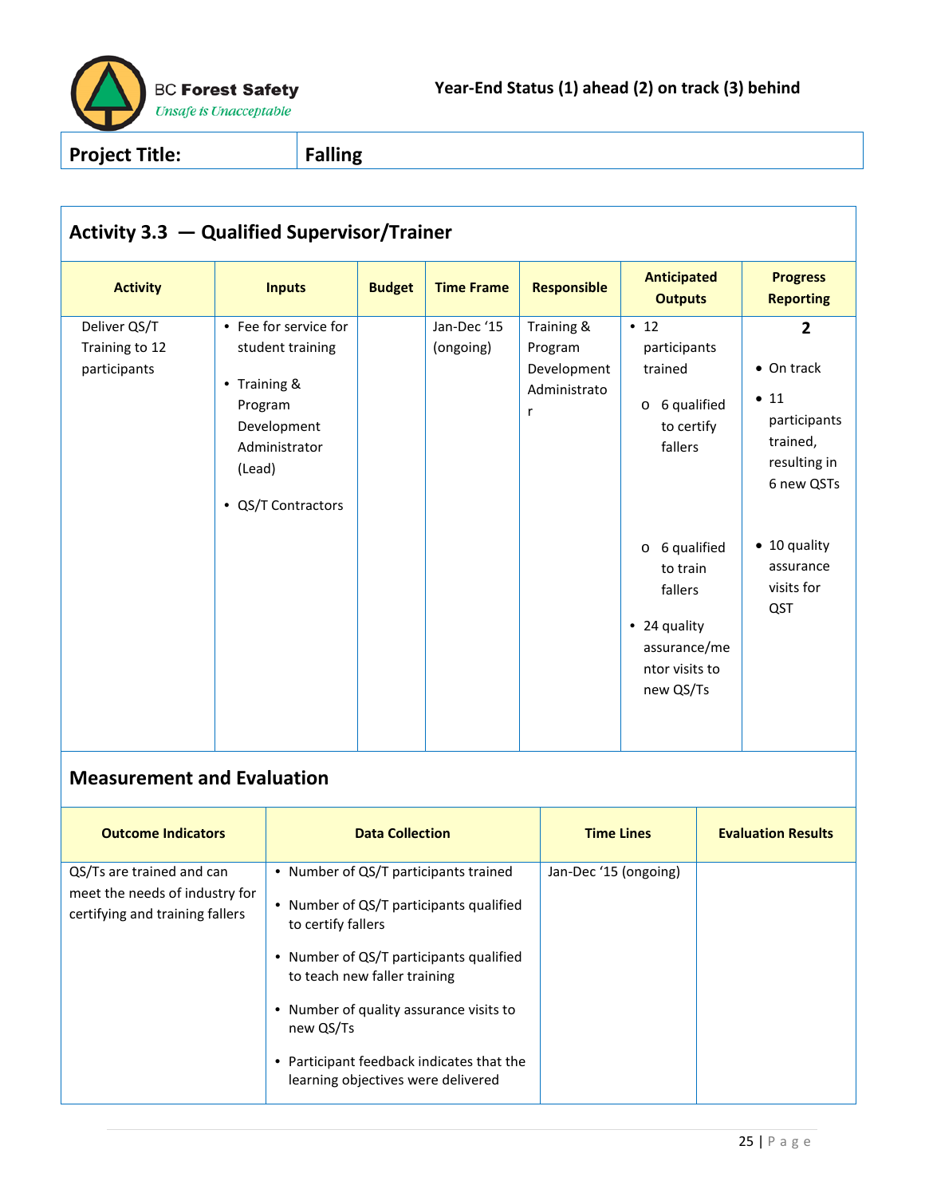BC Forest Safety
*Unsafe is Unacceptable*

**Year-End Status (1) ahead (2) on track (3) behind**

| **Project Title:** | **Falling** |
|---|---|

## Activity 3.3 — Qualified Supervisor/Trainer

| Activity | Inputs | Budget | Time Frame | Responsible | Anticipated Outputs | Progress Reporting |
|---|---|---|---|---|---|---|
| Deliver QS/T Training to 12 participants | • Fee for service for student training<br>• Training & Program Development Administrator (Lead)<br>• QS/T Contractors | | Jan-Dec '15 (ongoing) | Training & Program Development Administrator | • 12 participants trained<br>o 6 qualified to certify fallers<br>o 6 qualified to train fallers<br>• 24 quality assurance/mentor visits to new QS/Ts | **2**<br>• On track<br>• 11 participants trained, resulting in 6 new QSTs<br>• 10 quality assurance visits for QST |

## Measurement and Evaluation

| Outcome Indicators | Data Collection | Time Lines | Evaluation Results |
|---|---|---|---|
| QS/Ts are trained and can meet the needs of industry for certifying and training fallers | • Number of QS/T participants trained<br>• Number of QS/T participants qualified to certify fallers<br>• Number of QS/T participants qualified to teach new faller training<br>• Number of quality assurance visits to new QS/Ts<br>• Participant feedback indicates that the learning objectives were delivered | Jan-Dec '15 (ongoing) | |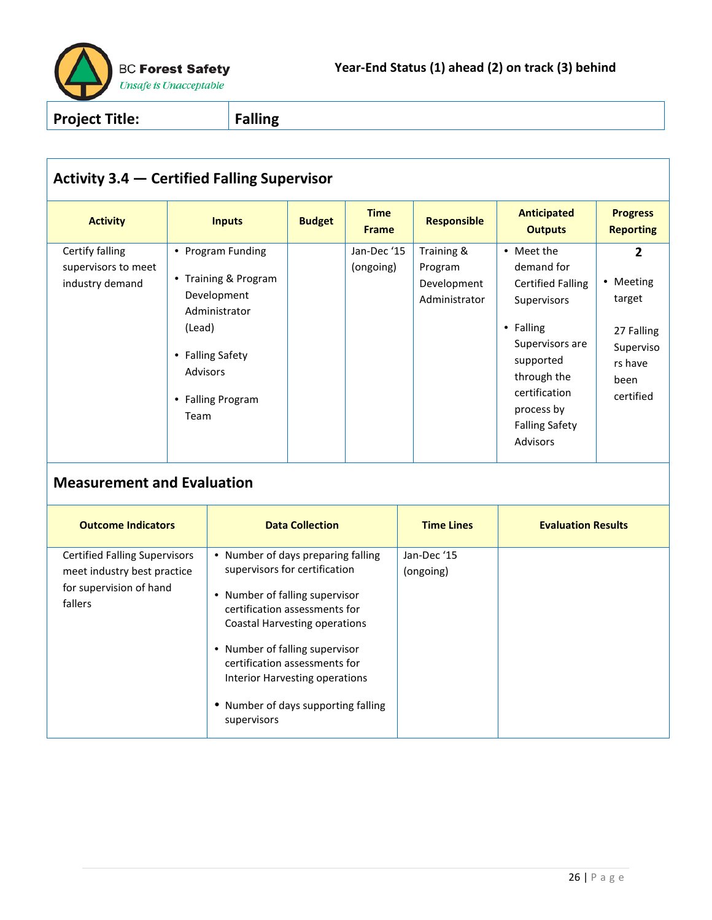BC Forest Safety
*Unsafe is Unacceptable*

**Year-End Status (1) ahead (2) on track (3) behind**

| Project Title: | Falling |
|---|---|

## Activity 3.4 — Certified Falling Supervisor

| Activity | Inputs | Budget | Time Frame | Responsible | Anticipated Outputs | Progress Reporting |
|---|---|---|---|---|---|---|
| Certify falling supervisors to meet industry demand | • Program Funding<br>• Training & Program Development Administrator (Lead)<br>• Falling Safety Advisors<br>• Falling Program Team | | Jan-Dec '15 (ongoing) | Training & Program Development Administrator | • Meet the demand for Certified Falling Supervisors<br>• Falling Supervisors are supported through the certification process by Falling Safety Advisors | **2**<br>• Meeting target<br>27 Falling Supervisors have been certified |

## Measurement and Evaluation

| Outcome Indicators | Data Collection | Time Lines | Evaluation Results |
|---|---|---|---|
| Certified Falling Supervisors meet industry best practice for supervision of hand fallers | • Number of days preparing falling supervisors for certification<br>• Number of falling supervisor certification assessments for Coastal Harvesting operations<br>• Number of falling supervisor certification assessments for Interior Harvesting operations<br>• Number of days supporting falling supervisors | Jan-Dec '15 (ongoing) | |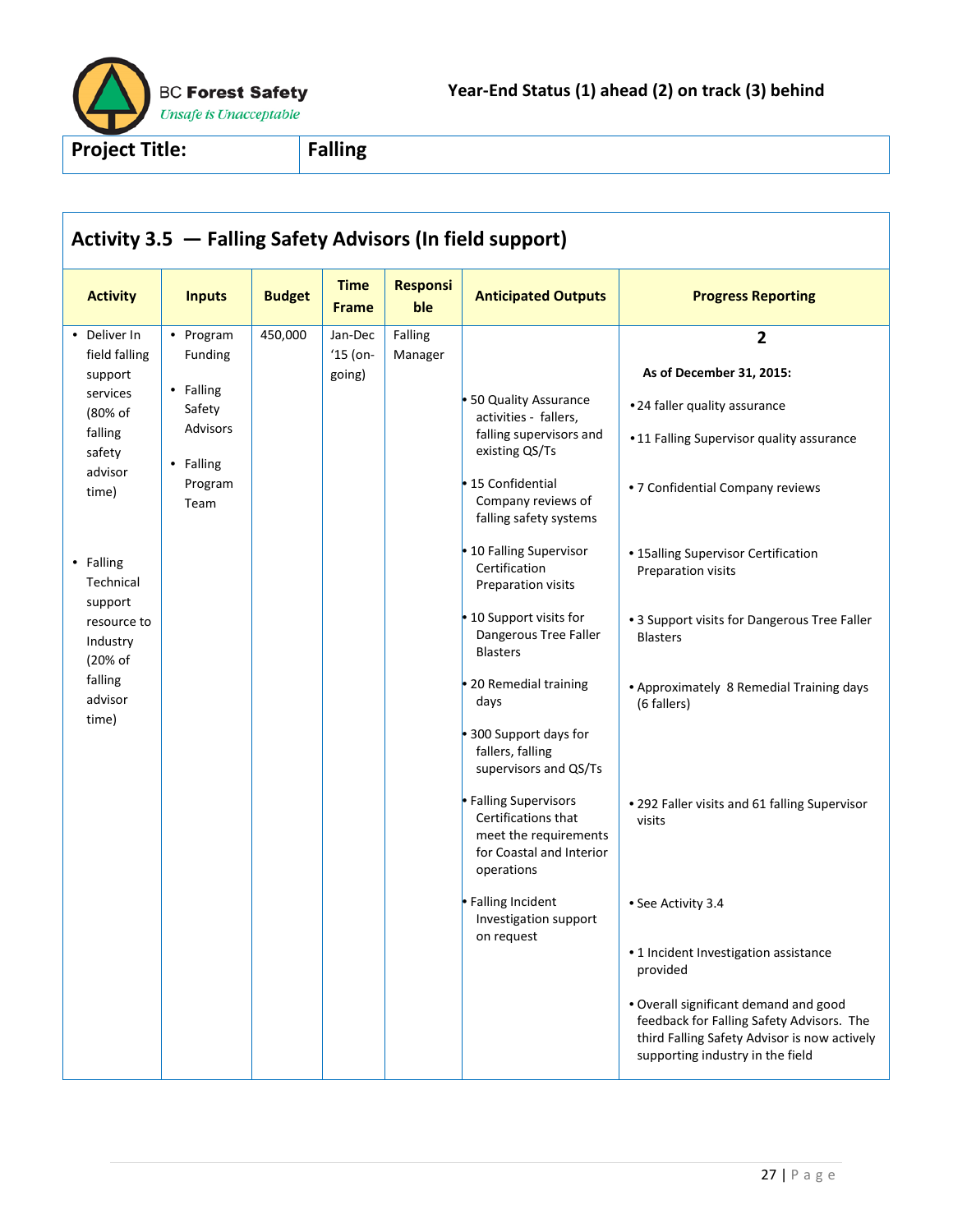BC Forest Safety
*Unsafe is Unacceptable*

**Year-End Status (1) ahead (2) on track (3) behind**

| **Project Title:** | **Falling** |
|---|---|

## Activity 3.5 — Falling Safety Advisors (In field support)

| Activity | Inputs | Budget | Time Frame | Responsible | Anticipated Outputs | Progress Reporting |
|---|---|---|---|---|---|---|
| • Deliver In field falling support services (80% of falling safety advisor time)<br><br>• Falling Technical support resource to Industry (20% of falling advisor time) | • Program Funding<br>• Falling Safety Advisors<br>• Falling Program Team | 450,000 | Jan-Dec '15 (on-going) | Falling Manager | • 50 Quality Assurance activities - fallers, falling supervisors and existing QS/Ts<br>• 15 Confidential Company reviews of falling safety systems<br>• 10 Falling Supervisor Certification Preparation visits<br>• 10 Support visits for Dangerous Tree Faller Blasters<br>• 20 Remedial training days<br>• 300 Support days for fallers, falling supervisors and QS/Ts<br>• Falling Supervisors Certifications that meet the requirements for Coastal and Interior operations<br>• Falling Incident Investigation support on request | **2**<br>**As of December 31, 2015:**<br>• 24 faller quality assurance<br>• 11 Falling Supervisor quality assurance<br>• 7 Confidential Company reviews<br>• 15alling Supervisor Certification Preparation visits<br>• 3 Support visits for Dangerous Tree Faller Blasters<br>• Approximately 8 Remedial Training days (6 fallers)<br>• 292 Faller visits and 61 falling Supervisor visits<br>• See Activity 3.4<br>• 1 Incident Investigation assistance provided<br>• Overall significant demand and good feedback for Falling Safety Advisors. The third Falling Safety Advisor is now actively supporting industry in the field |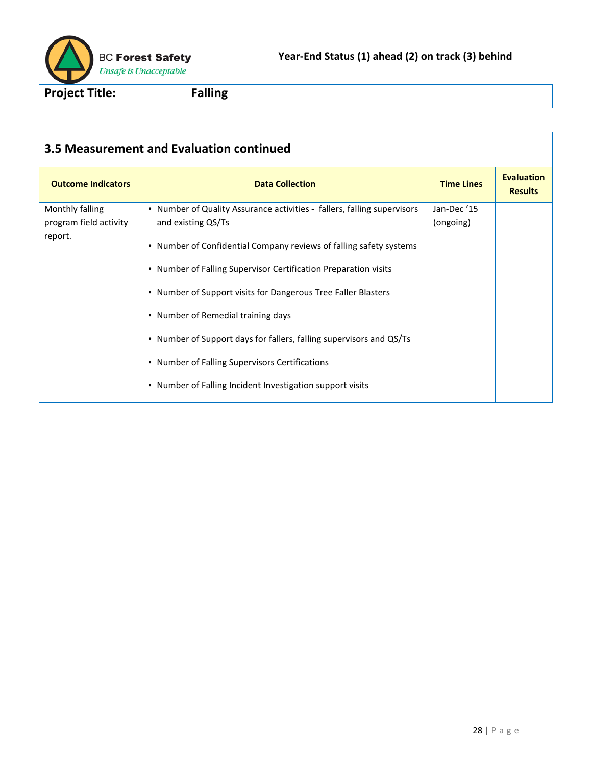**Year-End Status (1) ahead (2) on track (3) behind**

| Project Title: | Falling |
|---|---|

## 3.5 Measurement and Evaluation continued

| Outcome Indicators | Data Collection | Time Lines | Evaluation Results |
|---|---|---|---|
| Monthly falling program field activity report. | • Number of Quality Assurance activities - fallers, falling supervisors and existing QS/Ts<br>• Number of Confidential Company reviews of falling safety systems<br>• Number of Falling Supervisor Certification Preparation visits<br>• Number of Support visits for Dangerous Tree Faller Blasters<br>• Number of Remedial training days<br>• Number of Support days for fallers, falling supervisors and QS/Ts<br>• Number of Falling Supervisors Certifications<br>• Number of Falling Incident Investigation support visits | Jan-Dec '15 (ongoing) | |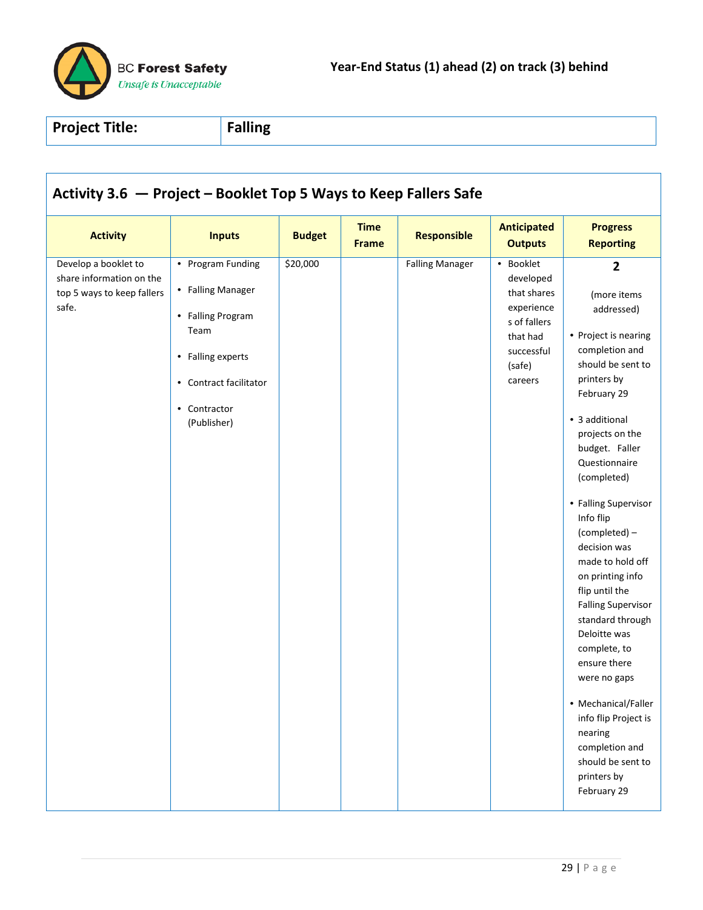BC Forest Safety
*Unsafe is Unacceptable*

**Year-End Status (1) ahead (2) on track (3) behind**

| **Project Title:** | **Falling** |
|---|---|

## Activity 3.6 — Project – Booklet Top 5 Ways to Keep Fallers Safe

| Activity | Inputs | Budget | Time Frame | Responsible | Anticipated Outputs | Progress Reporting |
|---|---|---|---|---|---|---|
| Develop a booklet to share information on the top 5 ways to keep fallers safe. | • Program Funding<br>• Falling Manager<br>• Falling Program Team<br>• Falling experts<br>• Contract facilitator<br>• Contractor (Publisher) | $20,000 | | Falling Manager | • Booklet developed that shares experiences of fallers that had successful (safe) careers | **2**<br><br>(more items addressed)<br><br>• Project is nearing completion and should be sent to printers by February 29<br>• 3 additional projects on the budget. Faller Questionnaire (completed)<br>• Falling Supervisor Info flip (completed) – decision was made to hold off on printing info flip until the Falling Supervisor standard through Deloitte was complete, to ensure there were no gaps<br>• Mechanical/Faller info flip Project is nearing completion and should be sent to printers by February 29 |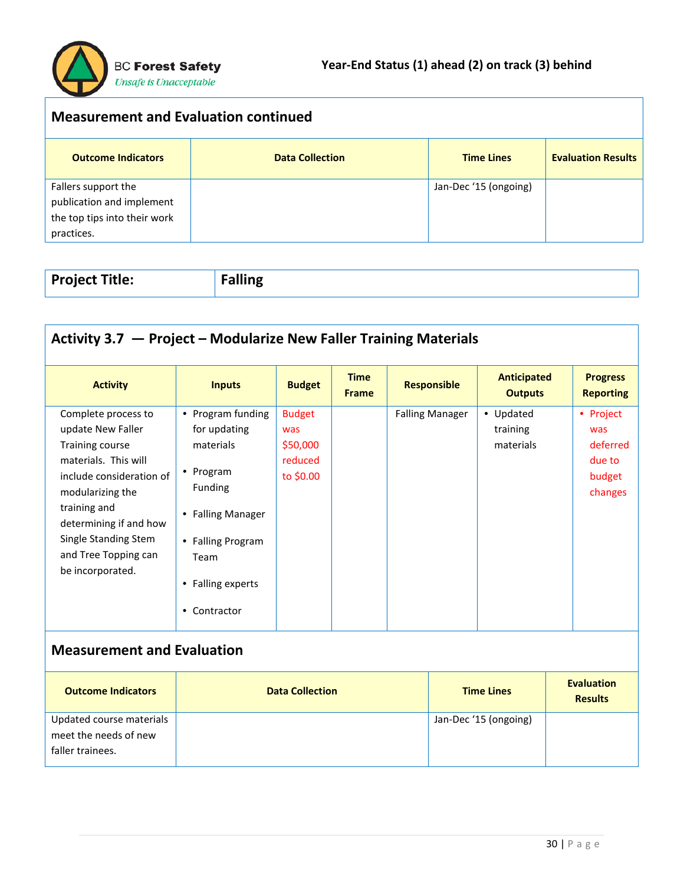## Measurement and Evaluation continued

| Outcome Indicators | Data Collection | Time Lines | Evaluation Results |
|---|---|---|---|
| Fallers support the publication and implement the top tips into their work practices. | | Jan-Dec '15 (ongoing) | |

| Project Title: | Falling |
|---|---|

## Activity 3.7 — Project – Modularize New Faller Training Materials

| Activity | Inputs | Budget | Time Frame | Responsible | Anticipated Outputs | Progress Reporting |
|---|---|---|---|---|---|---|
| Complete process to update New Faller Training course materials. This will include consideration of modularizing the training and determining if and how Single Standing Stem and Tree Topping can be incorporated. | • Program funding for updating materials<br>• Program Funding<br>• Falling Manager<br>• Falling Program Team<br>• Falling experts<br>• Contractor | Budget was $50,000 reduced to $0.00 | | Falling Manager | • Updated training materials | • Project was deferred due to budget changes |

## Measurement and Evaluation

| Outcome Indicators | Data Collection | Time Lines | Evaluation Results |
|---|---|---|---|
| Updated course materials meet the needs of new faller trainees. | | Jan-Dec '15 (ongoing) | |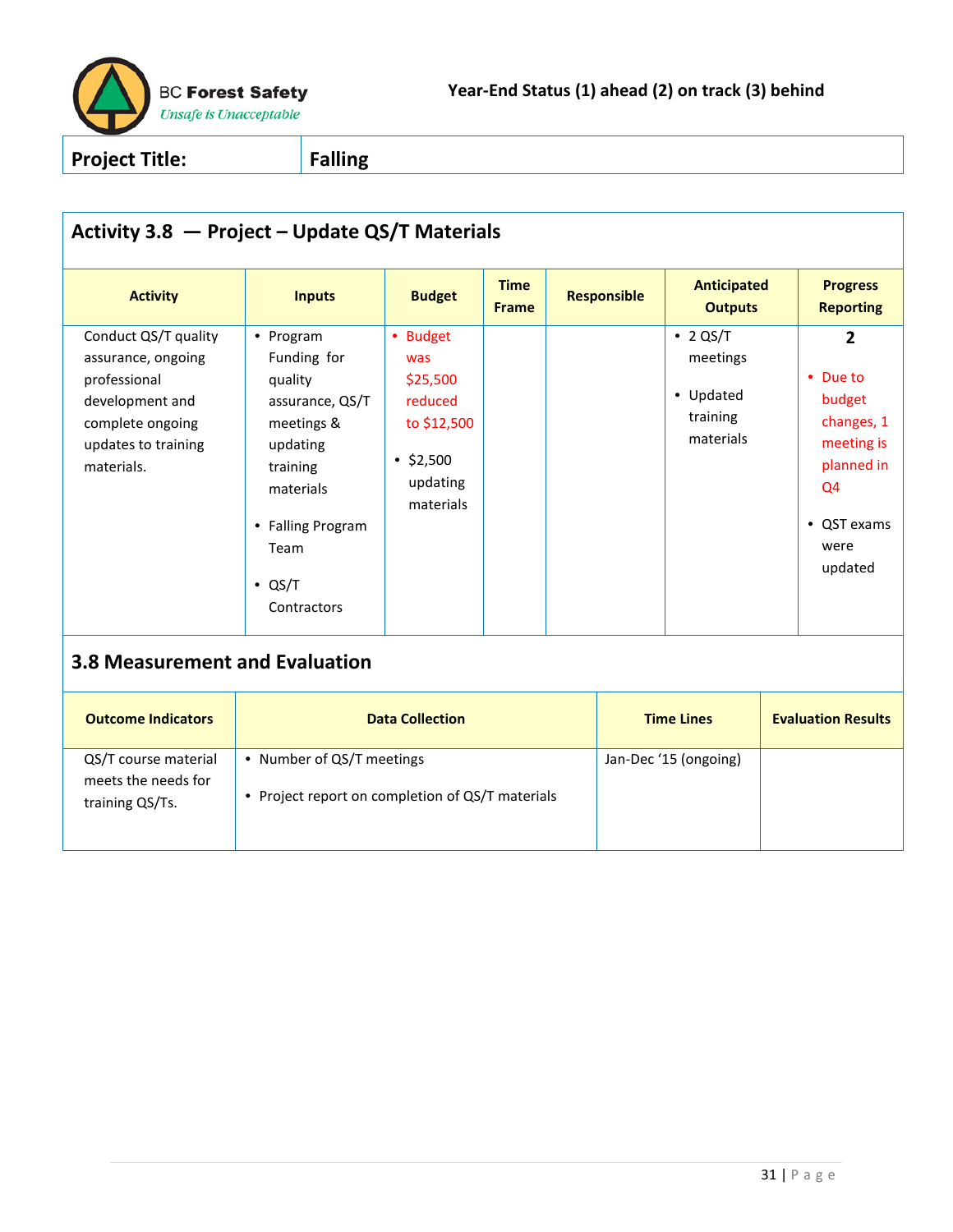BC Forest Safety
*Unsafe is Unacceptable*

**Year-End Status (1) ahead (2) on track (3) behind**

| **Project Title:** | **Falling** |
|---|---|

## Activity 3.8 — Project – Update QS/T Materials

| Activity | Inputs | Budget | Time Frame | Responsible | Anticipated Outputs | Progress Reporting |
|---|---|---|---|---|---|---|
| Conduct QS/T quality assurance, ongoing professional development and complete ongoing updates to training materials. | • Program Funding for quality assurance, QS/T meetings & updating training materials<br>• Falling Program Team<br>• QS/T Contractors | • Budget was $25,500 reduced to $12,500<br>• $2,500 updating materials | | | • 2 QS/T meetings<br>• Updated training materials | **2**<br>• Due to budget changes, 1 meeting is planned in Q4<br>• QST exams were updated |

## 3.8 Measurement and Evaluation

| Outcome Indicators | Data Collection | Time Lines | Evaluation Results |
|---|---|---|---|
| QS/T course material meets the needs for training QS/Ts. | • Number of QS/T meetings<br>• Project report on completion of QS/T materials | Jan-Dec '15 (ongoing) | |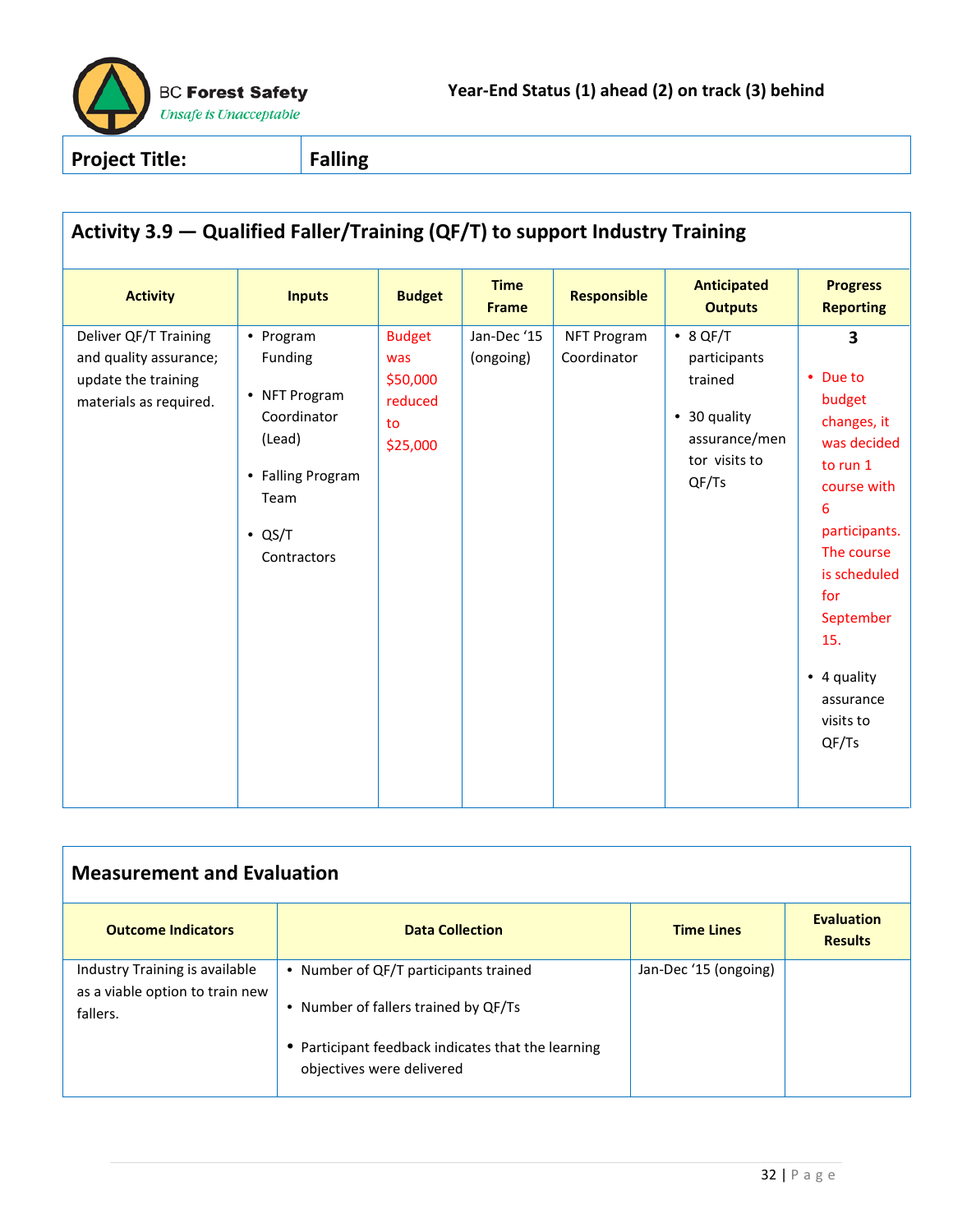BC Forest Safety
*Unsafe is Unacceptable*

**Year-End Status (1) ahead (2) on track (3) behind**

| **Project Title:** | **Falling** |
|---|---|

## Activity 3.9 — Qualified Faller/Training (QF/T) to support Industry Training

| Activity | Inputs | Budget | Time Frame | Responsible | Anticipated Outputs | Progress Reporting |
|---|---|---|---|---|---|---|
| Deliver QF/T Training and quality assurance; update the training materials as required. | • Program Funding<br>• NFT Program Coordinator (Lead)<br>• Falling Program Team<br>• QS/T Contractors | Budget was $50,000 reduced to $25,000 | Jan-Dec '15 (ongoing) | NFT Program Coordinator | • 8 QF/T participants trained<br>• 30 quality assurance/mentor visits to QF/Ts | **3**<br>• Due to budget changes, it was decided to run 1 course with 6 participants. The course is scheduled for September 15.<br>• 4 quality assurance visits to QF/Ts |

## Measurement and Evaluation

| Outcome Indicators | Data Collection | Time Lines | Evaluation Results |
|---|---|---|---|
| Industry Training is available as a viable option to train new fallers. | • Number of QF/T participants trained<br>• Number of fallers trained by QF/Ts<br>• Participant feedback indicates that the learning objectives were delivered | Jan-Dec '15 (ongoing) | |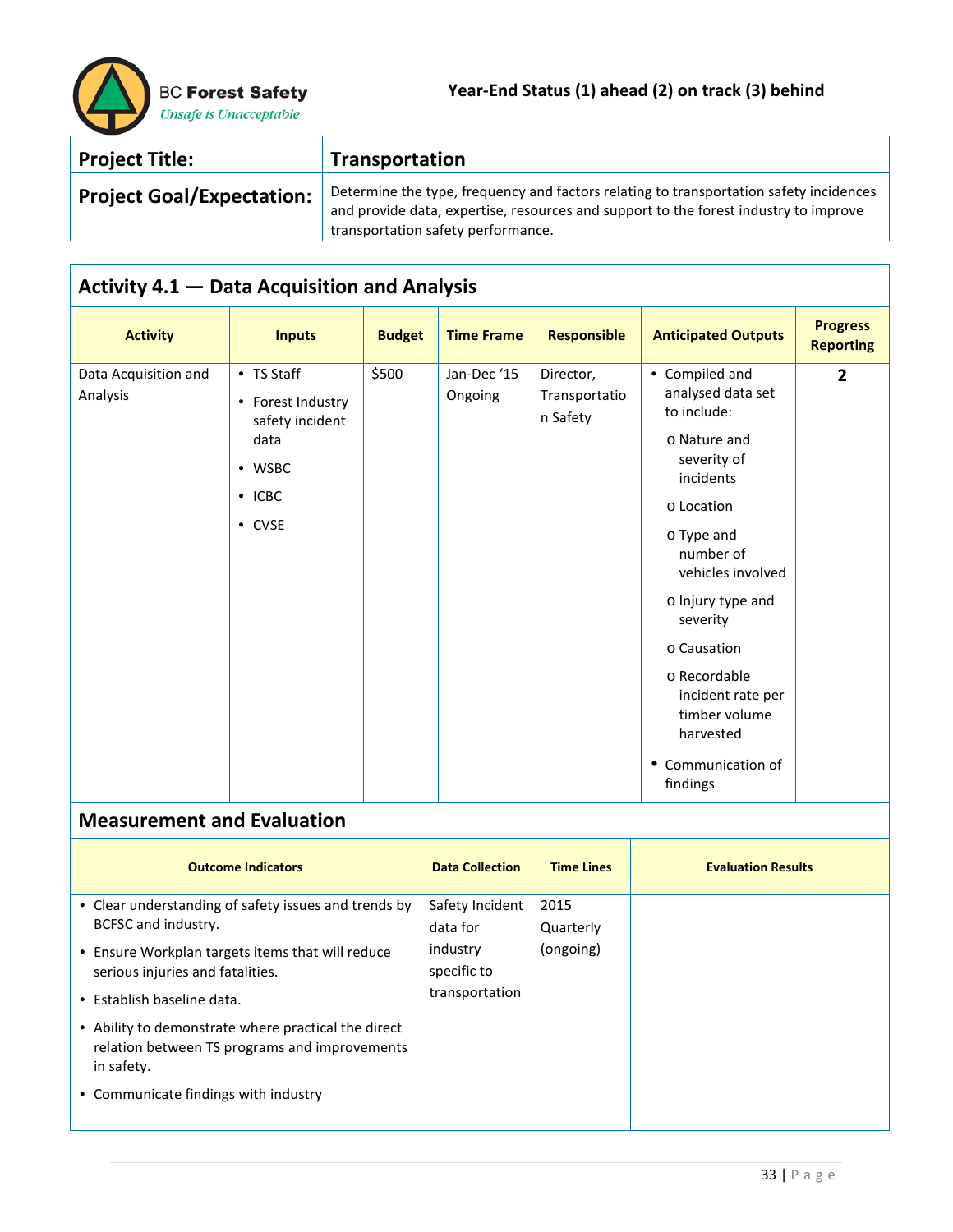Year-End Status (1) ahead (2) on track (3) behind

| Project Title: | Transportation |
|---|---|
| Project Goal/Expectation: | Determine the type, frequency and factors relating to transportation safety incidences and provide data, expertise, resources and support to the forest industry to improve transportation safety performance. |

## Activity 4.1 — Data Acquisition and Analysis

| Activity | Inputs | Budget | Time Frame | Responsible | Anticipated Outputs | Progress Reporting |
|---|---|---|---|---|---|---|
| Data Acquisition and Analysis | • TS Staff<br>• Forest Industry safety incident data<br>• WSBC<br>• ICBC<br>• CVSE | $500 | Jan-Dec '15 Ongoing | Director, Transportation Safety | • Compiled and analysed data set to include:<br>o Nature and severity of incidents<br>o Location<br>o Type and number of vehicles involved<br>o Injury type and severity<br>o Causation<br>o Recordable incident rate per timber volume harvested<br>• Communication of findings | 2 |

## Measurement and Evaluation

| Outcome Indicators | Data Collection | Time Lines | Evaluation Results |
|---|---|---|---|
| • Clear understanding of safety issues and trends by BCFSC and industry.<br>• Ensure Workplan targets items that will reduce serious injuries and fatalities.<br>• Establish baseline data.<br>• Ability to demonstrate where practical the direct relation between TS programs and improvements in safety.<br>• Communicate findings with industry | Safety Incident data for industry specific to transportation | 2015 Quarterly (ongoing) | |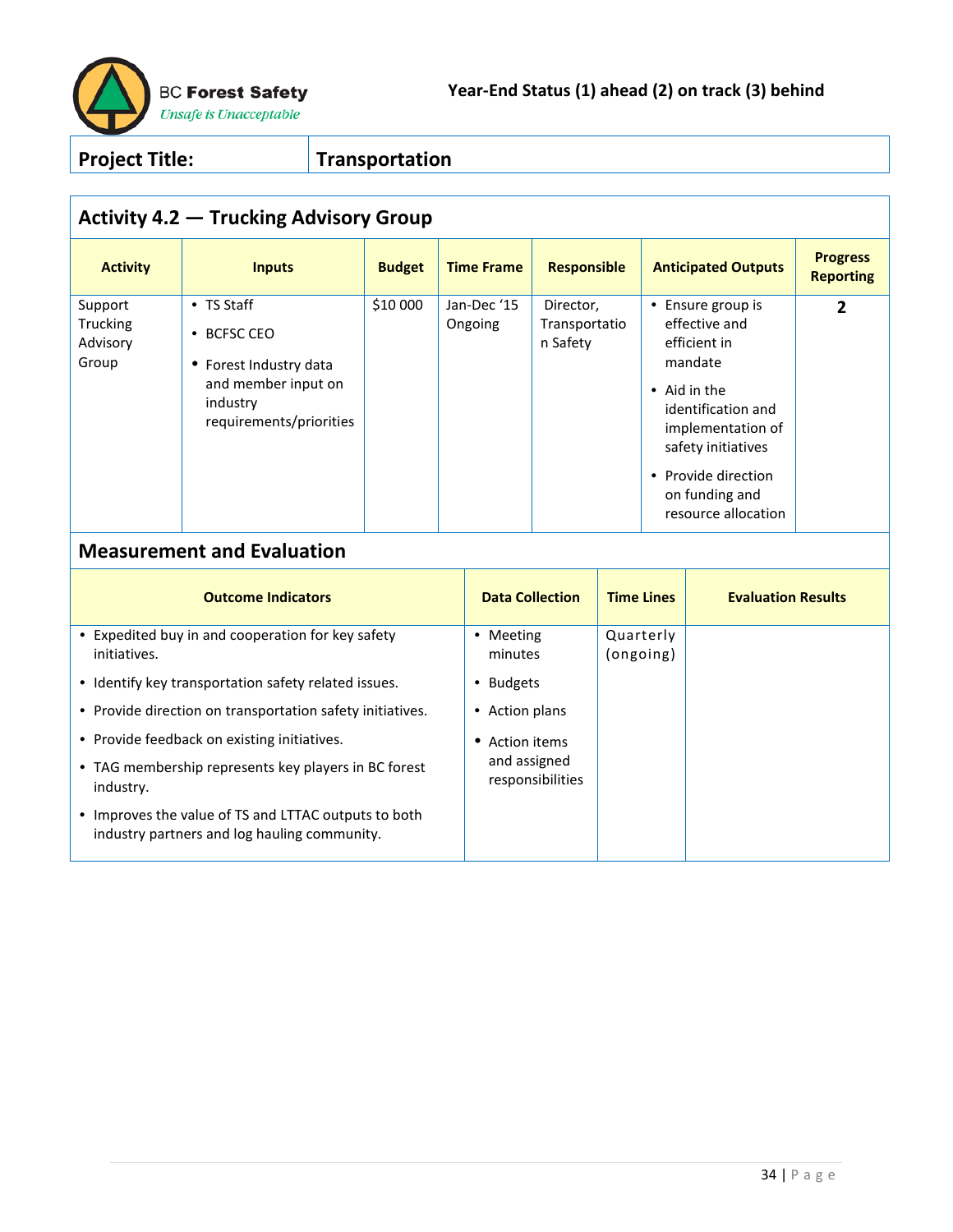BC Forest Safety
*Unsafe is Unacceptable*

**Year-End Status (1) ahead (2) on track (3) behind**

| **Project Title:** | **Transportation** |
|---|---|

## Activity 4.2 — Trucking Advisory Group

| Activity | Inputs | Budget | Time Frame | Responsible | Anticipated Outputs | Progress Reporting |
|---|---|---|---|---|---|---|
| Support Trucking Advisory Group | • TS Staff<br>• BCFSC CEO<br>• Forest Industry data and member input on industry requirements/priorities | $10 000 | Jan-Dec '15 Ongoing | Director, Transportation Safety | • Ensure group is effective and efficient in mandate<br>• Aid in the identification and implementation of safety initiatives<br>• Provide direction on funding and resource allocation | **2** |

## Measurement and Evaluation

| Outcome Indicators | Data Collection | Time Lines | Evaluation Results |
|---|---|---|---|
| • Expedited buy in and cooperation for key safety initiatives.<br>• Identify key transportation safety related issues.<br>• Provide direction on transportation safety initiatives.<br>• Provide feedback on existing initiatives.<br>• TAG membership represents key players in BC forest industry.<br>• Improves the value of TS and LTTAC outputs to both industry partners and log hauling community. | • Meeting minutes<br>• Budgets<br>• Action plans<br>• Action items and assigned responsibilities | Quarterly (ongoing) | |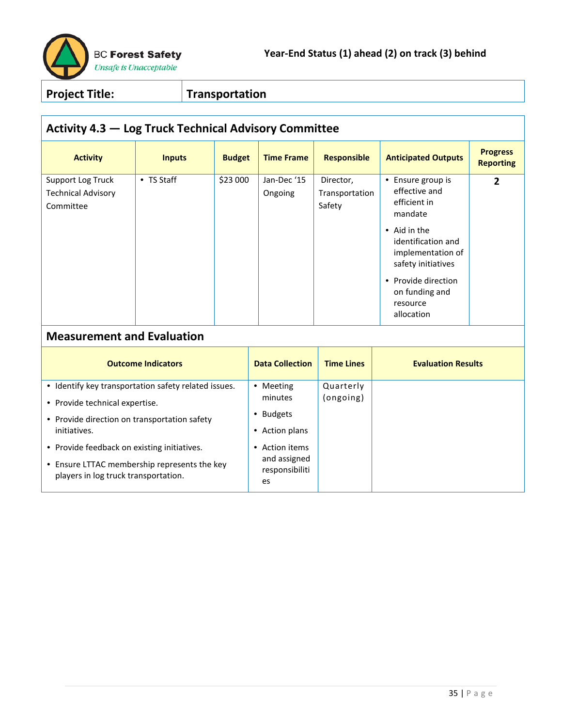BC Forest Safety
*Unsafe is Unacceptable*

**Year-End Status (1) ahead (2) on track (3) behind**

| **Project Title:** | **Transportation** |
|---|---|

## Activity 4.3 — Log Truck Technical Advisory Committee

| Activity | Inputs | Budget | Time Frame | Responsible | Anticipated Outputs | Progress Reporting |
|---|---|---|---|---|---|---|
| Support Log Truck Technical Advisory Committee | • TS Staff | $23 000 | Jan-Dec '15 Ongoing | Director, Transportation Safety | • Ensure group is effective and efficient in mandate<br>• Aid in the identification and implementation of safety initiatives<br>• Provide direction on funding and resource allocation | **2** |

## Measurement and Evaluation

| Outcome Indicators | Data Collection | Time Lines | Evaluation Results |
|---|---|---|---|
| • Identify key transportation safety related issues.<br>• Provide technical expertise.<br>• Provide direction on transportation safety initiatives.<br>• Provide feedback on existing initiatives.<br>• Ensure LTTAC membership represents the key players in log truck transportation. | • Meeting minutes<br>• Budgets<br>• Action plans<br>• Action items and assigned responsibilities | Quarterly (ongoing) | |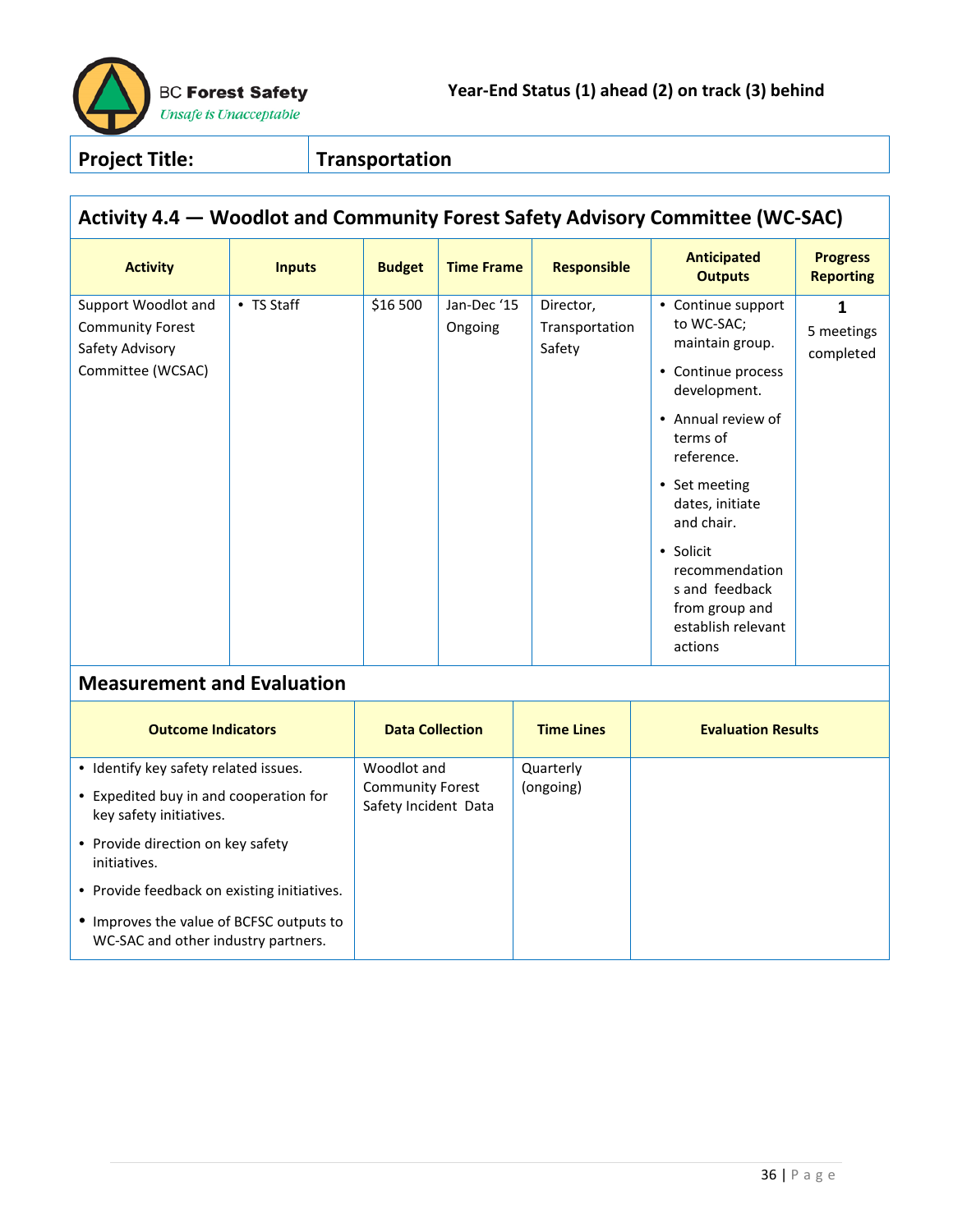BC Forest Safety
*Unsafe is Unacceptable*

**Year-End Status (1) ahead (2) on track (3) behind**

| **Project Title:** | **Transportation** |
|---|---|

## Activity 4.4 — Woodlot and Community Forest Safety Advisory Committee (WC-SAC)

| Activity | Inputs | Budget | Time Frame | Responsible | Anticipated Outputs | Progress Reporting |
|---|---|---|---|---|---|---|
| Support Woodlot and Community Forest Safety Advisory Committee (WCSAC) | • TS Staff | $16 500 | Jan-Dec '15 Ongoing | Director, Transportation Safety | • Continue support to WC-SAC; maintain group.<br>• Continue process development.<br>• Annual review of terms of reference.<br>• Set meeting dates, initiate and chair.<br>• Solicit recommendations and feedback from group and establish relevant actions | **1**<br>5 meetings completed |

### Measurement and Evaluation

| Outcome Indicators | Data Collection | Time Lines | Evaluation Results |
|---|---|---|---|
| • Identify key safety related issues.<br>• Expedited buy in and cooperation for key safety initiatives.<br>• Provide direction on key safety initiatives.<br>• Provide feedback on existing initiatives.<br>• Improves the value of BCFSC outputs to WC-SAC and other industry partners. | Woodlot and Community Forest Safety Incident Data | Quarterly (ongoing) | |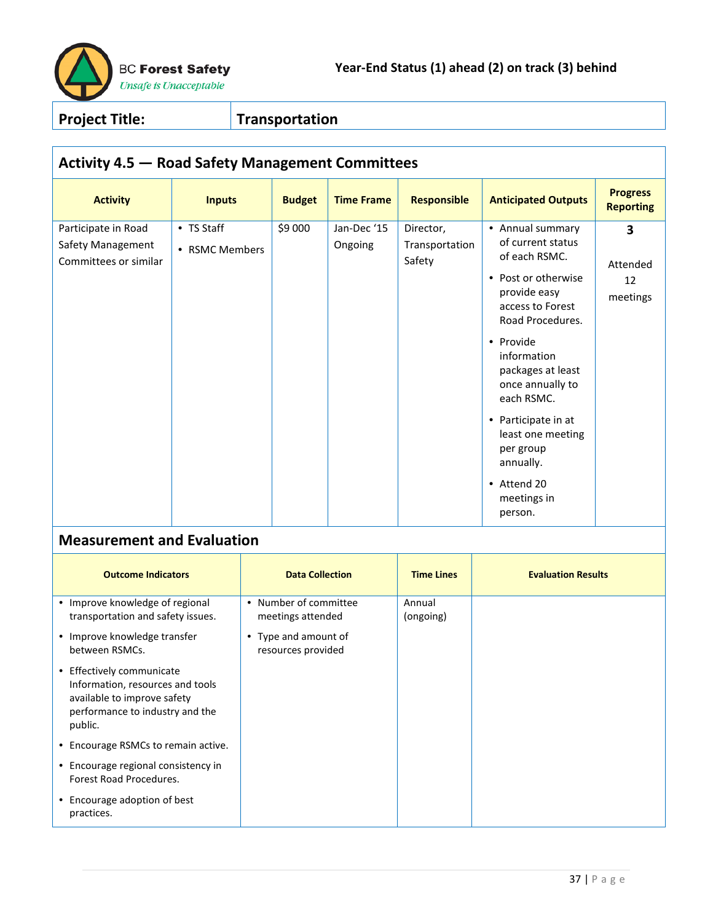BC Forest Safety
*Unsafe is Unacceptable*

**Year-End Status (1) ahead (2) on track (3) behind**

| **Project Title:** | **Transportation** |
|---|---|

## Activity 4.5 — Road Safety Management Committees

| Activity | Inputs | Budget | Time Frame | Responsible | Anticipated Outputs | Progress Reporting |
|---|---|---|---|---|---|---|
| Participate in Road Safety Management Committees or similar | • TS Staff<br>• RSMC Members | $9 000 | Jan-Dec '15 Ongoing | Director, Transportation Safety | • Annual summary of current status of each RSMC.<br>• Post or otherwise provide easy access to Forest Road Procedures.<br>• Provide information packages at least once annually to each RSMC.<br>• Participate in at least one meeting per group annually.<br>• Attend 20 meetings in person. | **3**<br><br>Attended 12 meetings |

## Measurement and Evaluation

| Outcome Indicators | Data Collection | Time Lines | Evaluation Results |
|---|---|---|---|
| • Improve knowledge of regional transportation and safety issues.<br>• Improve knowledge transfer between RSMCs.<br>• Effectively communicate Information, resources and tools available to improve safety performance to industry and the public.<br>• Encourage RSMCs to remain active.<br>• Encourage regional consistency in Forest Road Procedures.<br>• Encourage adoption of best practices. | • Number of committee meetings attended<br>• Type and amount of resources provided | Annual (ongoing) | |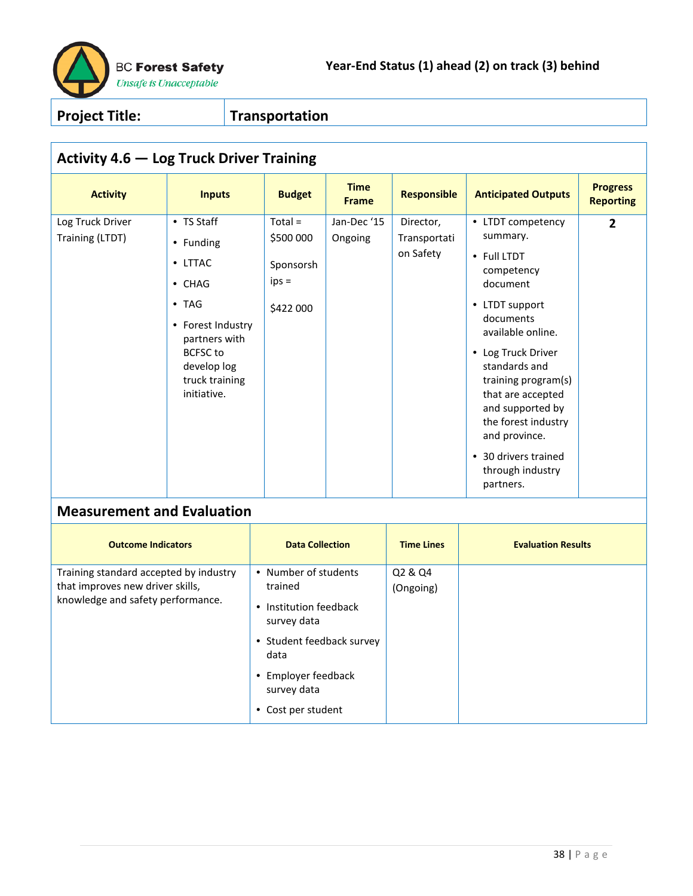BC Forest Safety
*Unsafe is Unacceptable*

**Year-End Status (1) ahead (2) on track (3) behind**

| **Project Title:** | **Transportation** |
|---|---|

## Activity 4.6 — Log Truck Driver Training

| Activity | Inputs | Budget | Time Frame | Responsible | Anticipated Outputs | Progress Reporting |
|---|---|---|---|---|---|---|
| Log Truck Driver Training (LTDT) | • TS Staff<br>• Funding<br>• LTTAC<br>• CHAG<br>• TAG<br>• Forest Industry partners with BCFSC to develop log truck training initiative. | Total = $500 000<br><br>Sponsorships = $422 000 | Jan-Dec '15 Ongoing | Director, Transportation Safety | • LTDT competency summary.<br>• Full LTDT competency document<br>• LTDT support documents available online.<br>• Log Truck Driver standards and training program(s) that are accepted and supported by the forest industry and province.<br>• 30 drivers trained through industry partners. | **2** |

## Measurement and Evaluation

| Outcome Indicators | Data Collection | Time Lines | Evaluation Results |
|---|---|---|---|
| Training standard accepted by industry that improves new driver skills, knowledge and safety performance. | • Number of students trained<br>• Institution feedback survey data<br>• Student feedback survey data<br>• Employer feedback survey data<br>• Cost per student | Q2 & Q4 (Ongoing) | |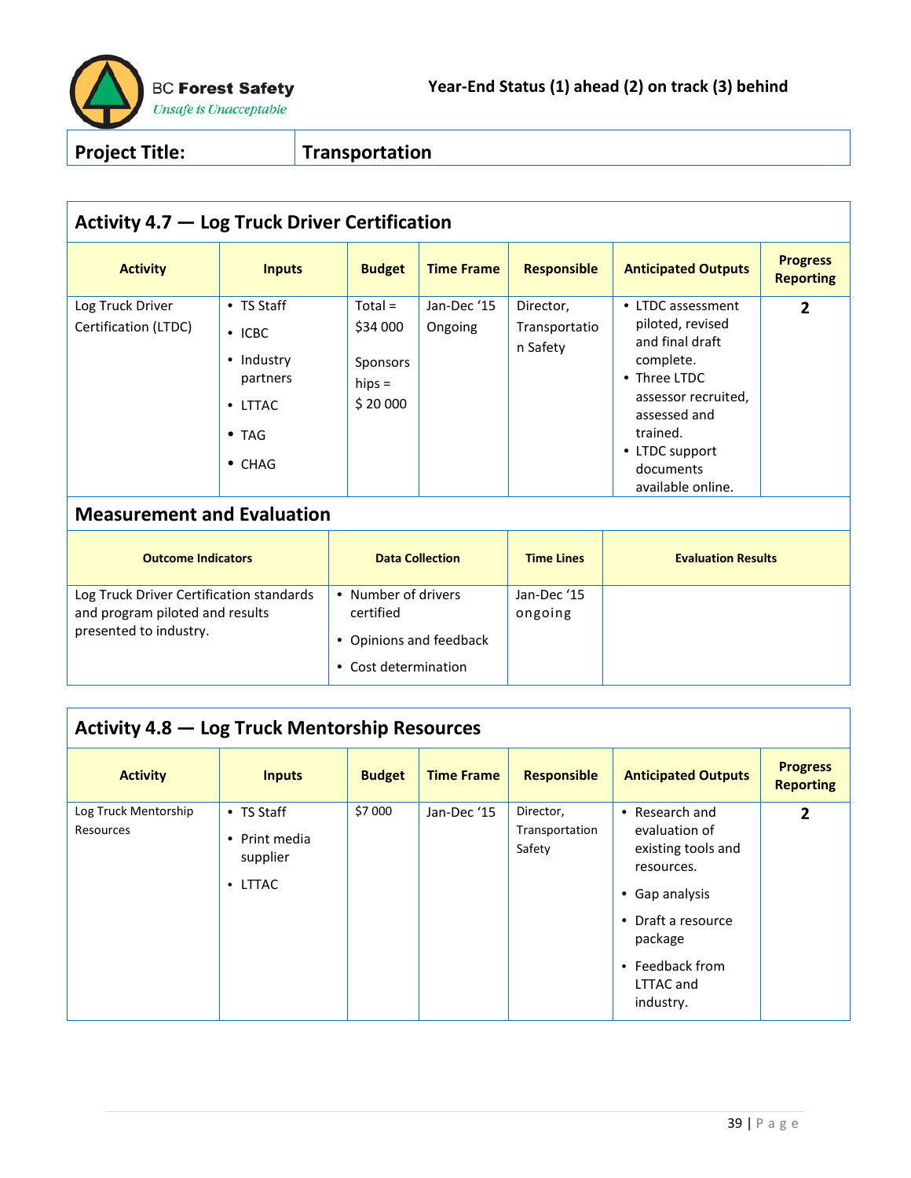BC Forest Safety
*Unsafe is Unacceptable*

**Year-End Status (1) ahead (2) on track (3) behind**

| Project Title: | Transportation |
|---|---|

## Activity 4.7 — Log Truck Driver Certification

| Activity | Inputs | Budget | Time Frame | Responsible | Anticipated Outputs | Progress Reporting |
|---|---|---|---|---|---|---|
| Log Truck Driver Certification (LTDC) | • TS Staff<br>• ICBC<br>• Industry partners<br>• LTTAC<br>• TAG<br>• CHAG | Total = $34 000<br>Sponsorships = $ 20 000 | Jan-Dec '15 Ongoing | Director, Transportation Safety | • LTDC assessment piloted, revised and final draft complete.<br>• Three LTDC assessor recruited, assessed and trained.<br>• LTDC support documents available online. | 2 |

### Measurement and Evaluation

| Outcome Indicators | Data Collection | Time Lines | Evaluation Results |
|---|---|---|---|
| Log Truck Driver Certification standards and program piloted and results presented to industry. | • Number of drivers certified<br>• Opinions and feedback<br>• Cost determination | Jan-Dec '15 ongoing | |

## Activity 4.8 — Log Truck Mentorship Resources

| Activity | Inputs | Budget | Time Frame | Responsible | Anticipated Outputs | Progress Reporting |
|---|---|---|---|---|---|---|
| Log Truck Mentorship Resources | • TS Staff<br>• Print media supplier<br>• LTTAC | $7 000 | Jan-Dec '15 | Director, Transportation Safety | • Research and evaluation of existing tools and resources.<br>• Gap analysis<br>• Draft a resource package<br>• Feedback from LTTAC and industry. | 2 |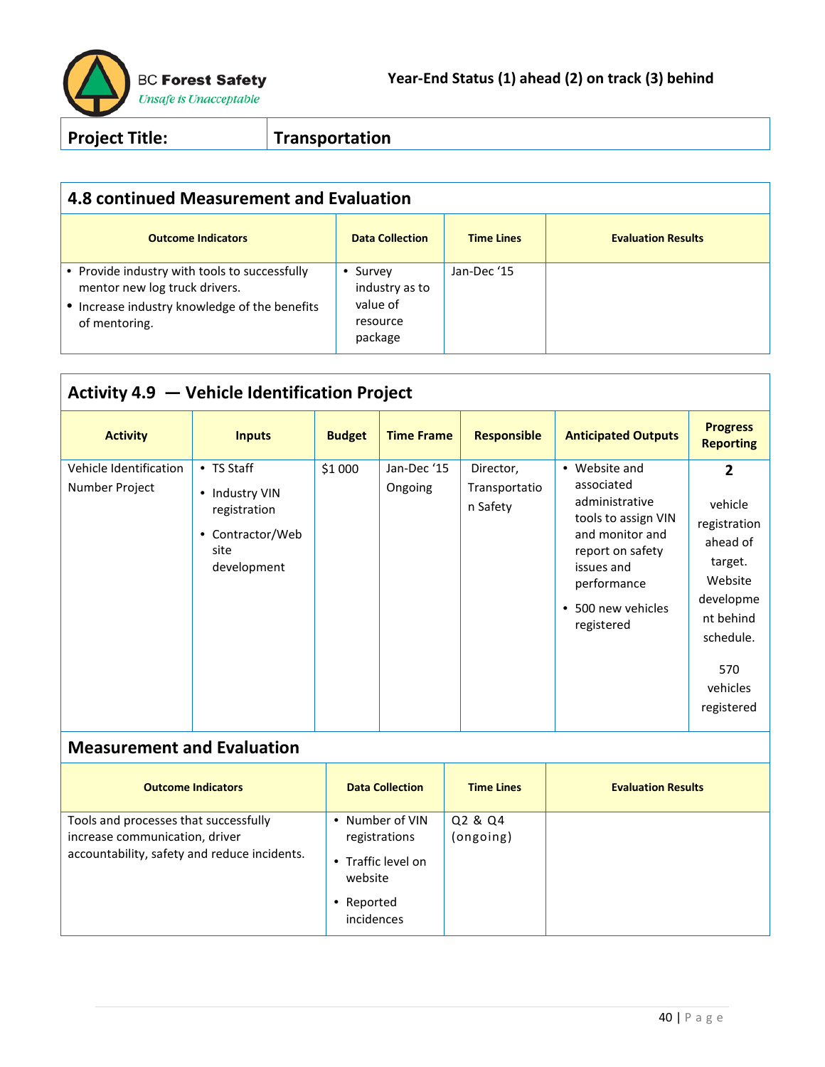BC Forest Safety
*Unsafe is Unacceptable*

**Year-End Status (1) ahead (2) on track (3) behind**

| **Project Title:** | **Transportation** |
|---|---|

## 4.8 continued Measurement and Evaluation

| Outcome Indicators | Data Collection | Time Lines | Evaluation Results |
|---|---|---|---|
| • Provide industry with tools to successfully mentor new log truck drivers.<br>• Increase industry knowledge of the benefits of mentoring. | • Survey industry as to value of resource package | Jan-Dec '15 | |

## Activity 4.9 — Vehicle Identification Project

| Activity | Inputs | Budget | Time Frame | Responsible | Anticipated Outputs | Progress Reporting |
|---|---|---|---|---|---|---|
| Vehicle Identification Number Project | • TS Staff<br>• Industry VIN registration<br>• Contractor/Web site development | $1 000 | Jan-Dec '15 Ongoing | Director, Transportation Safety | • Website and associated administrative tools to assign VIN and monitor and report on safety issues and performance<br>• 500 new vehicles registered | **2**<br><br>vehicle registration ahead of target. Website development behind schedule.<br><br>570 vehicles registered |

### Measurement and Evaluation

| Outcome Indicators | Data Collection | Time Lines | Evaluation Results |
|---|---|---|---|
| Tools and processes that successfully increase communication, driver accountability, safety and reduce incidents. | • Number of VIN registrations<br>• Traffic level on website<br>• Reported incidences | Q2 & Q4 (ongoing) | |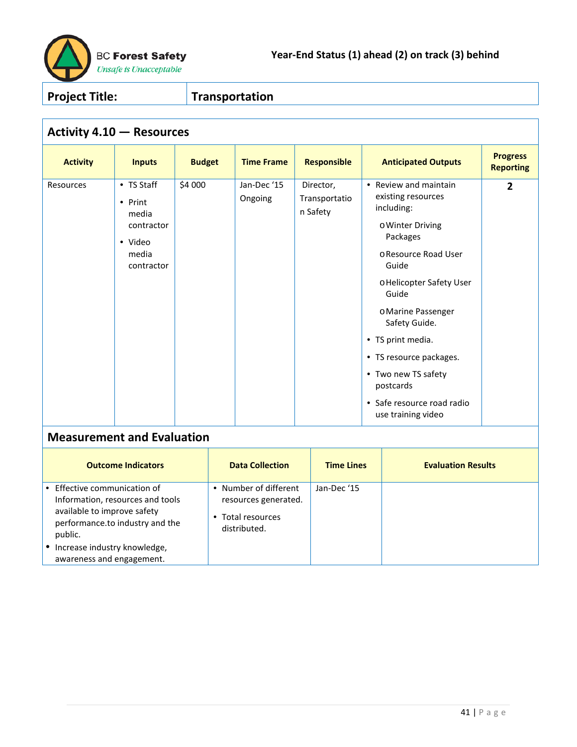BC Forest Safety
*Unsafe is Unacceptable*

**Year-End Status (1) ahead (2) on track (3) behind**

| **Project Title:** | **Transportation** |
|---|---|

## Activity 4.10 — Resources

| Activity | Inputs | Budget | Time Frame | Responsible | Anticipated Outputs | Progress Reporting |
|---|---|---|---|---|---|---|
| Resources | • TS Staff<br>• Print media contractor<br>• Video media contractor | $4 000 | Jan-Dec '15<br>Ongoing | Director, Transportation Safety | • Review and maintain existing resources including:<br>o Winter Driving Packages<br>o Resource Road User Guide<br>o Helicopter Safety User Guide<br>o Marine Passenger Safety Guide.<br>• TS print media.<br>• TS resource packages.<br>• Two new TS safety postcards<br>• Safe resource road radio use training video | **2** |

## Measurement and Evaluation

| Outcome Indicators | Data Collection | Time Lines | Evaluation Results |
|---|---|---|---|
| • Effective communication of Information, resources and tools available to improve safety performance.to industry and the public.<br>• Increase industry knowledge, awareness and engagement. | • Number of different resources generated.<br>• Total resources distributed. | Jan-Dec '15 | |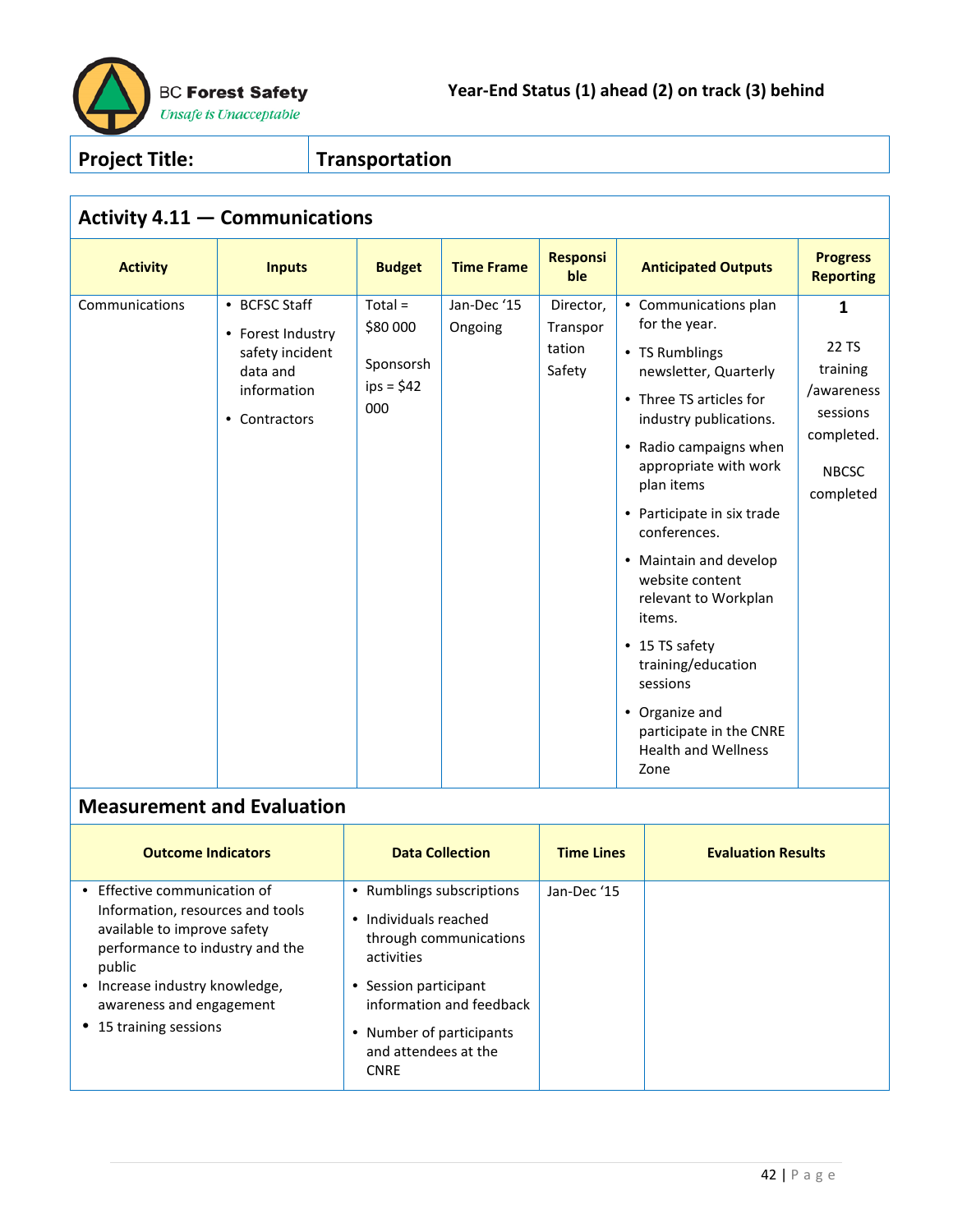BC Forest Safety
*Unsafe is Unacceptable*

**Year-End Status (1) ahead (2) on track (3) behind**

| **Project Title:** | **Transportation** |
|---|---|

## Activity 4.11 — Communications

| Activity | Inputs | Budget | Time Frame | Responsible | Anticipated Outputs | Progress Reporting |
|---|---|---|---|---|---|---|
| Communications | • BCFSC Staff<br>• Forest Industry safety incident data and information<br>• Contractors | Total = $80 000<br><br>Sponsorships = $42 000 | Jan-Dec '15 Ongoing | Director, Transportation Safety | • Communications plan for the year.<br>• TS Rumblings newsletter, Quarterly<br>• Three TS articles for industry publications.<br>• Radio campaigns when appropriate with work plan items<br>• Participate in six trade conferences.<br>• Maintain and develop website content relevant to Workplan items.<br>• 15 TS safety training/education sessions<br>• Organize and participate in the CNRE Health and Wellness Zone | **1**<br><br>22 TS training /awareness sessions completed.<br><br>NBCSC completed |

## Measurement and Evaluation

| Outcome Indicators | Data Collection | Time Lines | Evaluation Results |
|---|---|---|---|
| • Effective communication of Information, resources and tools available to improve safety performance to industry and the public<br>• Increase industry knowledge, awareness and engagement<br>• 15 training sessions | • Rumblings subscriptions<br>• Individuals reached through communications activities<br>• Session participant information and feedback<br>• Number of participants and attendees at the CNRE | Jan-Dec '15 | |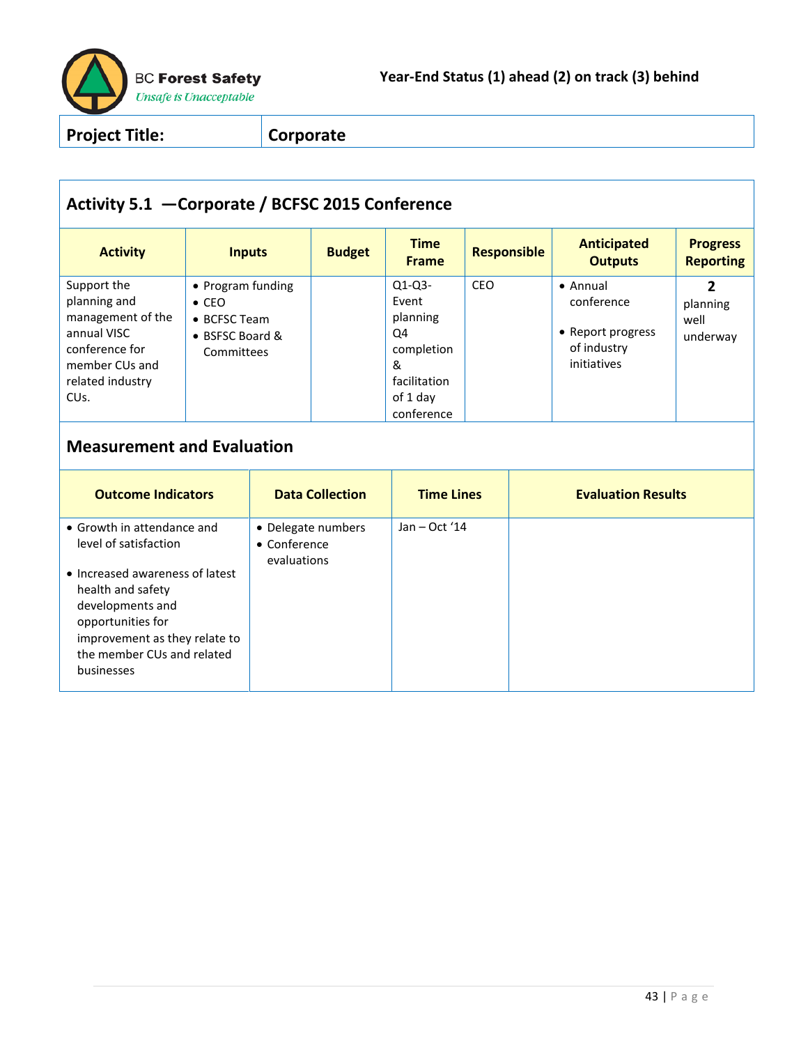BC Forest Safety
*Unsafe is Unacceptable*

**Year-End Status (1) ahead (2) on track (3) behind**

| Project Title: | Corporate |
|---|---|

## Activity 5.1 —Corporate / BCFSC 2015 Conference

| Activity | Inputs | Budget | Time Frame | Responsible | Anticipated Outputs | Progress Reporting |
|---|---|---|---|---|---|---|
| Support the planning and management of the annual VISC conference for member CUs and related industry CUs. | • Program funding<br>• CEO<br>• BCFSC Team<br>• BSFSC Board & Committees | | Q1-Q3- Event planning Q4 completion & facilitation of 1 day conference | CEO | • Annual conference<br>• Report progress of industry initiatives | **2** planning well underway |

## Measurement and Evaluation

| Outcome Indicators | Data Collection | Time Lines | Evaluation Results |
|---|---|---|---|
| • Growth in attendance and level of satisfaction<br>• Increased awareness of latest health and safety developments and opportunities for improvement as they relate to the member CUs and related businesses | • Delegate numbers<br>• Conference evaluations | Jan – Oct '14 | |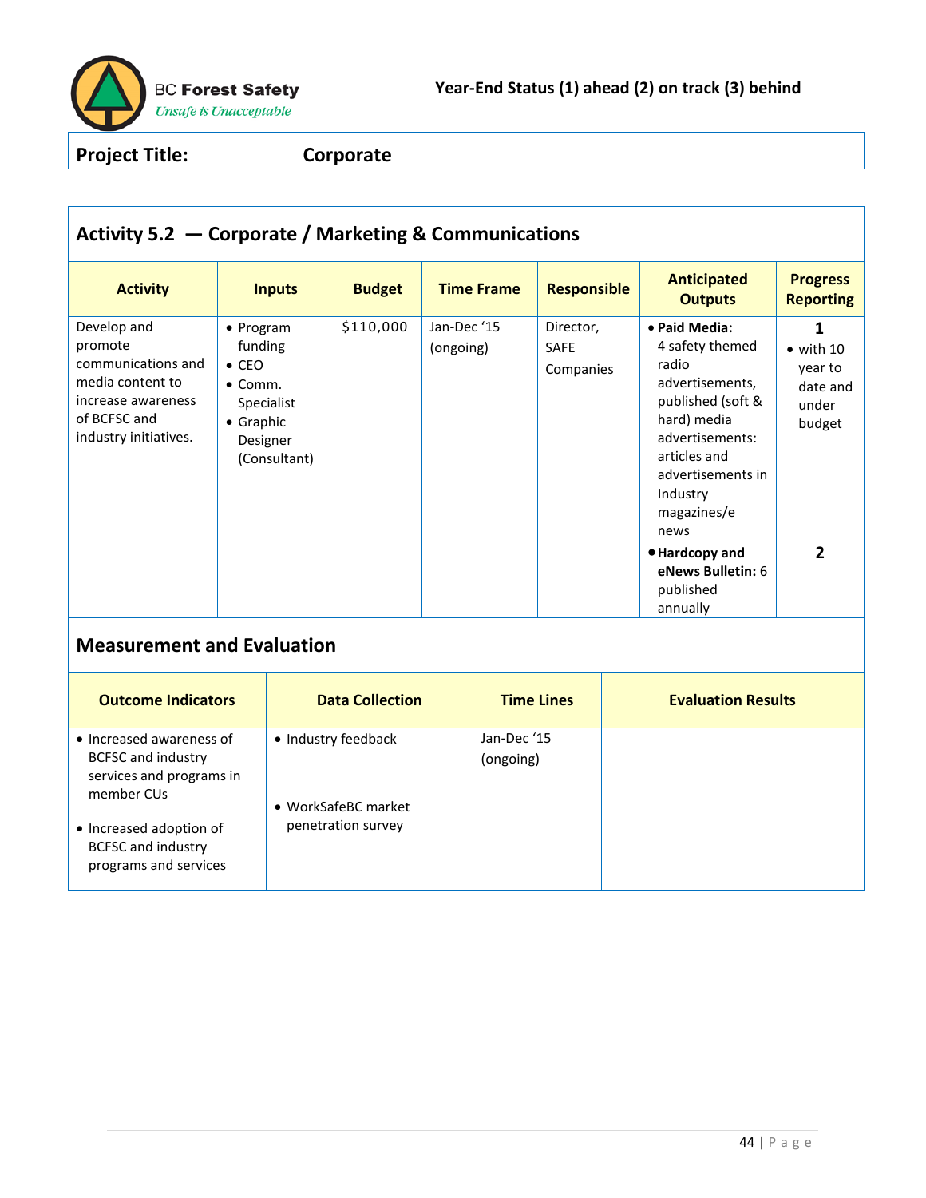BC Forest Safety
*Unsafe is Unacceptable*

**Year-End Status (1) ahead (2) on track (3) behind**

| Project Title: | Corporate |
|---|---|

## Activity 5.2 — Corporate / Marketing & Communications

| Activity | Inputs | Budget | Time Frame | Responsible | Anticipated Outputs | Progress Reporting |
|---|---|---|---|---|---|---|
| Develop and promote communications and media content to increase awareness of BCFSC and industry initiatives. | • Program funding<br>• CEO<br>• Comm. Specialist<br>• Graphic Designer (Consultant) | $110,000 | Jan-Dec '15 (ongoing) | Director, SAFE Companies | • **Paid Media:** 4 safety themed radio advertisements, published (soft & hard) media advertisements: articles and advertisements in Industry magazines/e news | **1**<br>• with 10 year to date and under budget |
| | | | | | • **Hardcopy and eNews Bulletin:** 6 published annually | **2** |

## Measurement and Evaluation

| Outcome Indicators | Data Collection | Time Lines | Evaluation Results |
|---|---|---|---|
| • Increased awareness of BCFSC and industry services and programs in member CUs<br>• Increased adoption of BCFSC and industry programs and services | • Industry feedback<br>• WorkSafeBC market penetration survey | Jan-Dec '15 (ongoing) | |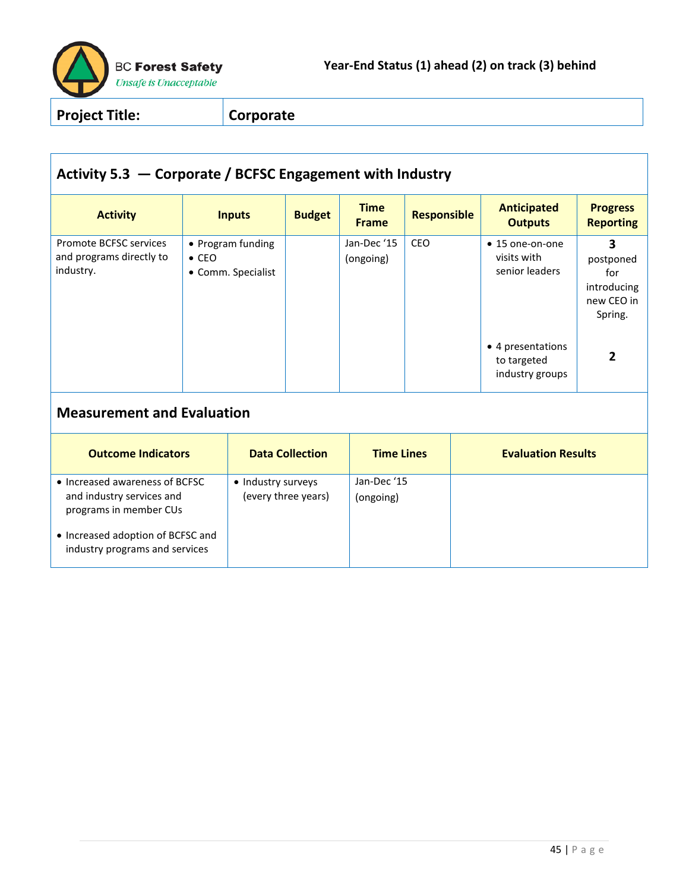BC Forest Safety
*Unsafe is Unacceptable*

**Year-End Status (1) ahead (2) on track (3) behind**

| Project Title: | Corporate |
|---|---|

## Activity 5.3 — Corporate / BCFSC Engagement with Industry

| Activity | Inputs | Budget | Time Frame | Responsible | Anticipated Outputs | Progress Reporting |
|---|---|---|---|---|---|---|
| Promote BCFSC services and programs directly to industry. | • Program funding<br>• CEO<br>• Comm. Specialist | | Jan-Dec '15 (ongoing) | CEO | • 15 one-on-one visits with senior leaders | **3** postponed for introducing new CEO in Spring. |
| | | | | | • 4 presentations to targeted industry groups | **2** |

## Measurement and Evaluation

| Outcome Indicators | Data Collection | Time Lines | Evaluation Results |
|---|---|---|---|
| • Increased awareness of BCFSC and industry services and programs in member CUs<br>• Increased adoption of BCFSC and industry programs and services | • Industry surveys (every three years) | Jan-Dec '15 (ongoing) | |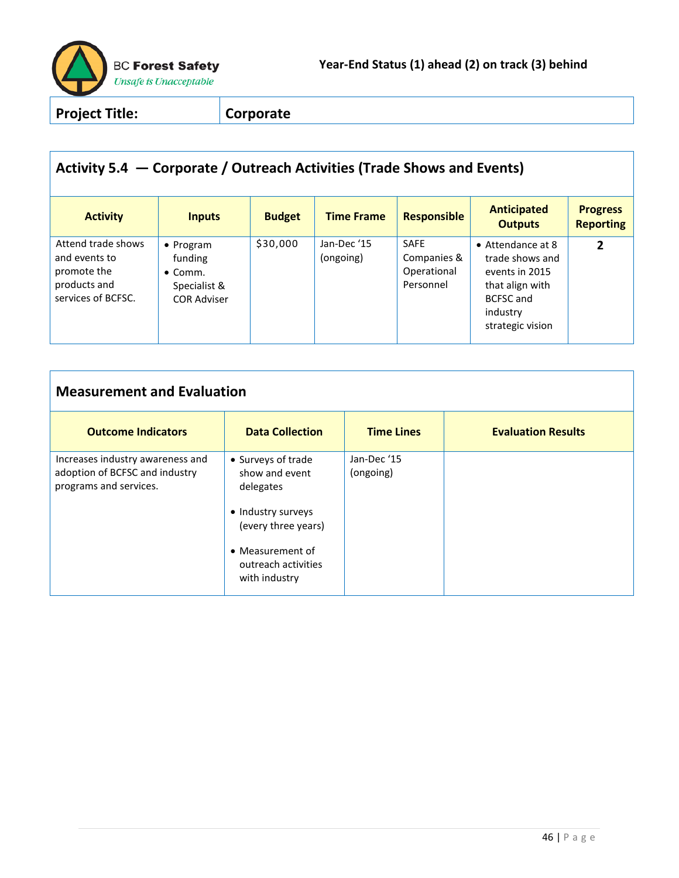Year-End Status (1) ahead (2) on track (3) behind

| **Project Title:** | **Corporate** |
|---|---|

## Activity 5.4 — Corporate / Outreach Activities (Trade Shows and Events)

| Activity | Inputs | Budget | Time Frame | Responsible | Anticipated Outputs | Progress Reporting |
|---|---|---|---|---|---|---|
| Attend trade shows and events to promote the products and services of BCFSC. | • Program funding<br>• Comm. Specialist & COR Adviser | $30,000 | Jan-Dec '15 (ongoing) | SAFE Companies & Operational Personnel | • Attendance at 8 trade shows and events in 2015 that align with BCFSC and industry strategic vision | **2** |

## Measurement and Evaluation

| Outcome Indicators | Data Collection | Time Lines | Evaluation Results |
|---|---|---|---|
| Increases industry awareness and adoption of BCFSC and industry programs and services. | • Surveys of trade show and event delegates<br>• Industry surveys (every three years)<br>• Measurement of outreach activities with industry | Jan-Dec '15 (ongoing) | |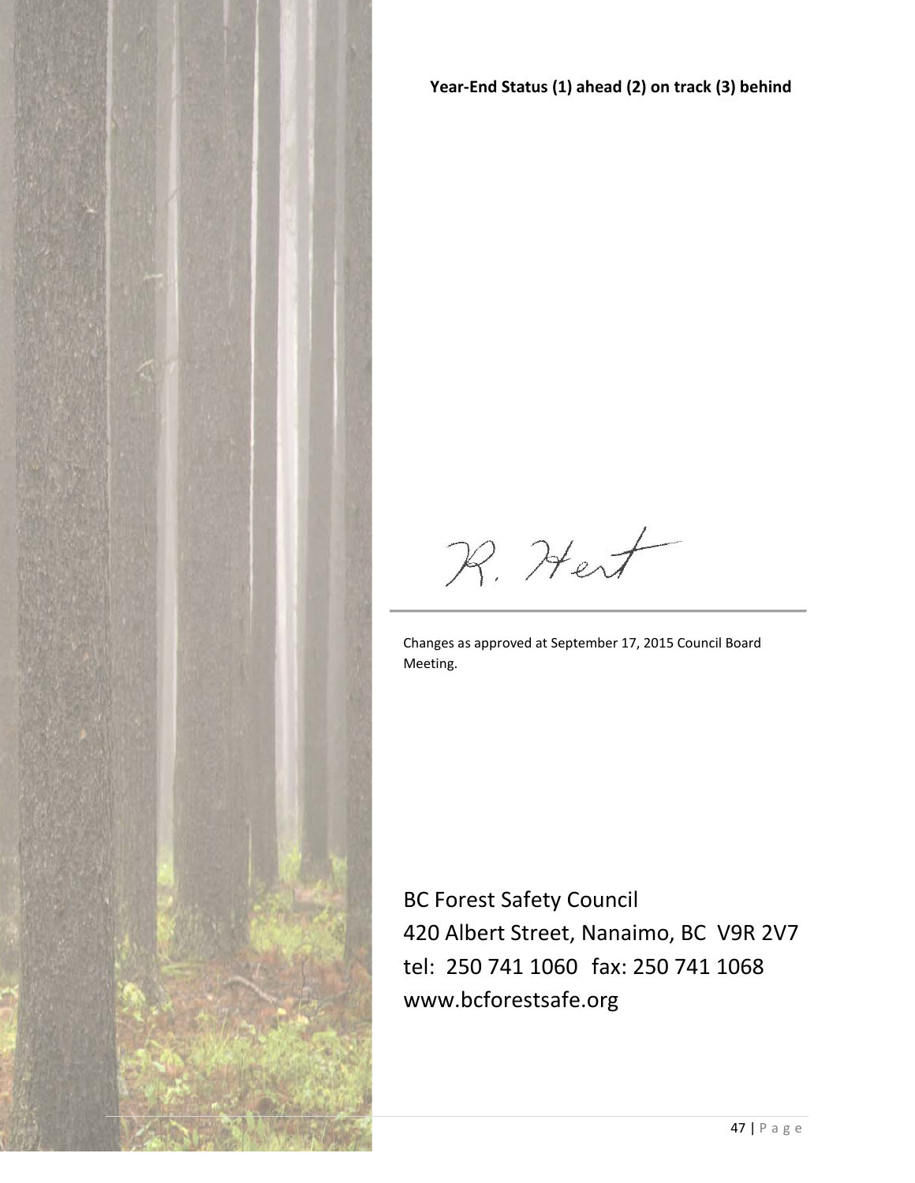**Year-End Status (1) ahead (2) on track (3) behind**

R. Hert

Changes as approved at September 17, 2015 Council Board Meeting.

BC Forest Safety Council
420 Albert Street, Nanaimo, BC V9R 2V7
tel: 250 741 1060 fax: 250 741 1068
www.bcforestsafe.org